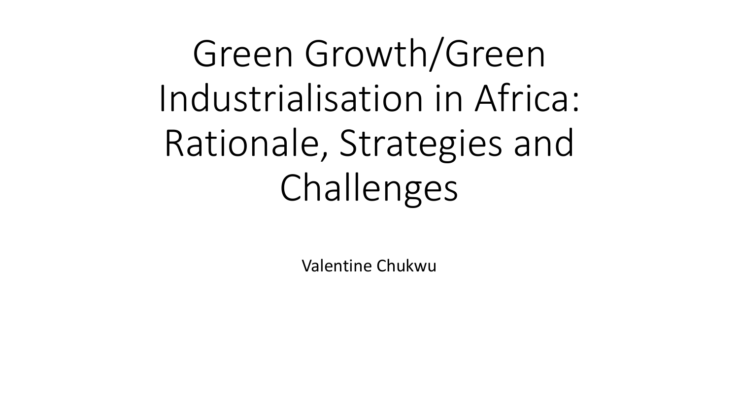# Green Growth/Green Industrialisation in Africa: Rationale, Strategies and Challenges

Valentine Chukwu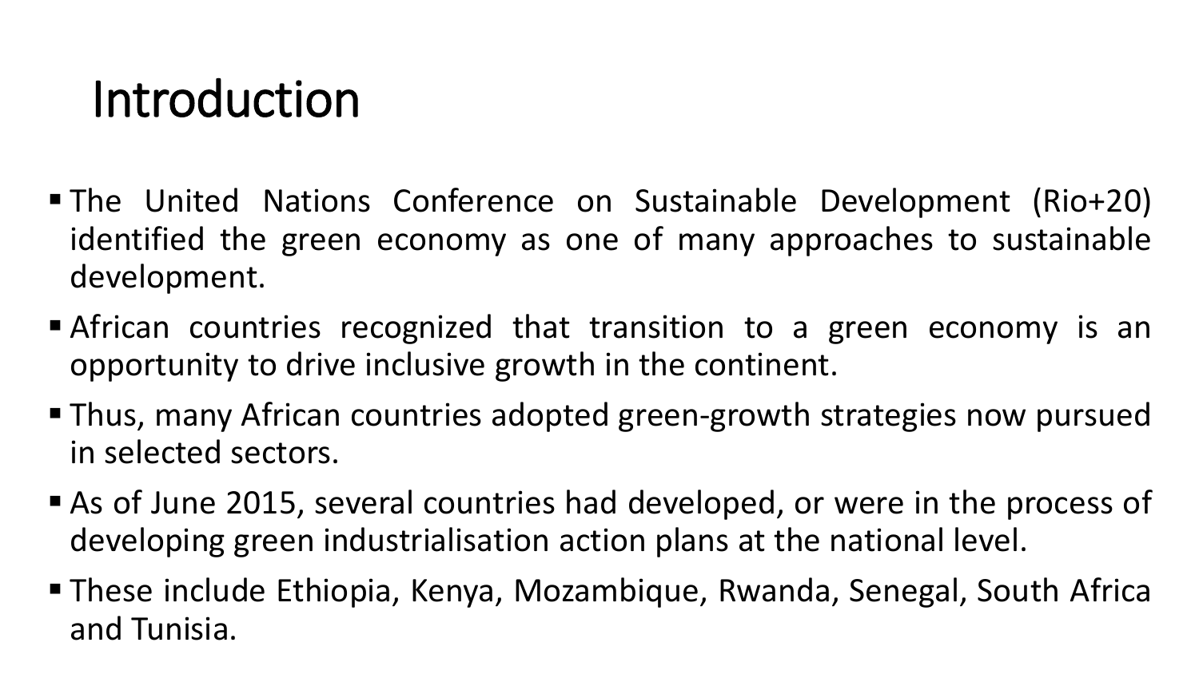# Introduction

- The United Nations Conference on Sustainable Development (Rio+20) identified the green economy as one of many approaches to sustainable development.
- African countries recognized that transition to a green economy is an opportunity to drive inclusive growth in the continent.
- Thus, many African countries adopted green-growth strategies now pursued in selected sectors.
- As of June 2015, several countries had developed, or were in the process of developing green industrialisation action plans at the national level.
- These include Ethiopia, Kenya, Mozambique, Rwanda, Senegal, South Africa and Tunisia.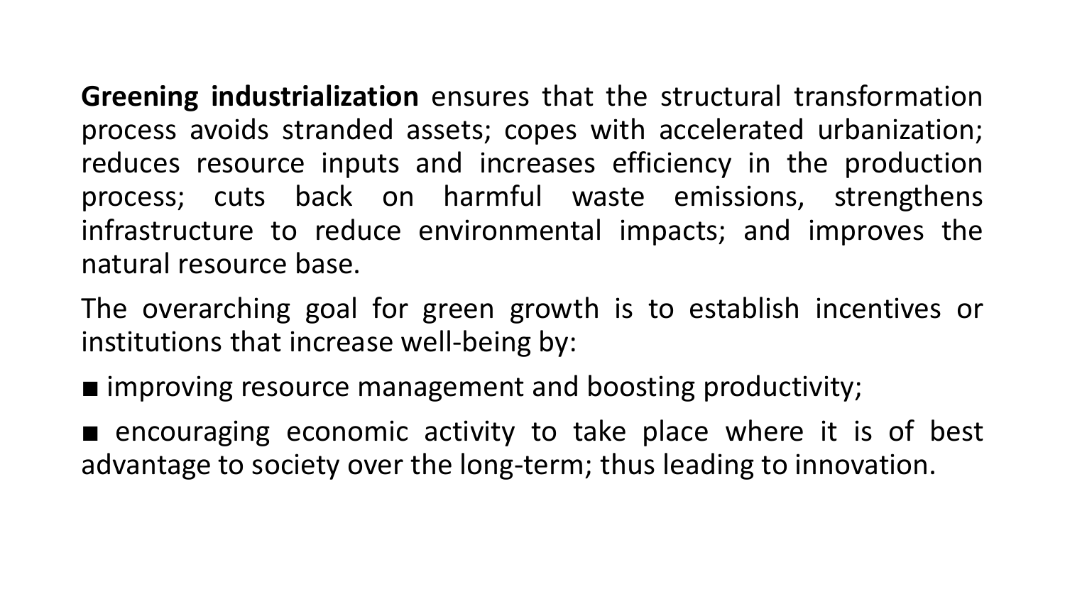**Greening industrialization** ensures that the structural transformation process avoids stranded assets; copes with accelerated urbanization; reduces resource inputs and increases efficiency in the production process; cuts back on harmful waste emissions, strengthens infrastructure to reduce environmental impacts; and improves the natural resource base.

The overarching goal for green growth is to establish incentives or institutions that increase well-being by:

- improving resource management and boosting productivity;
- encouraging economic activity to take place where it is of best advantage to society over the long-term; thus leading to innovation.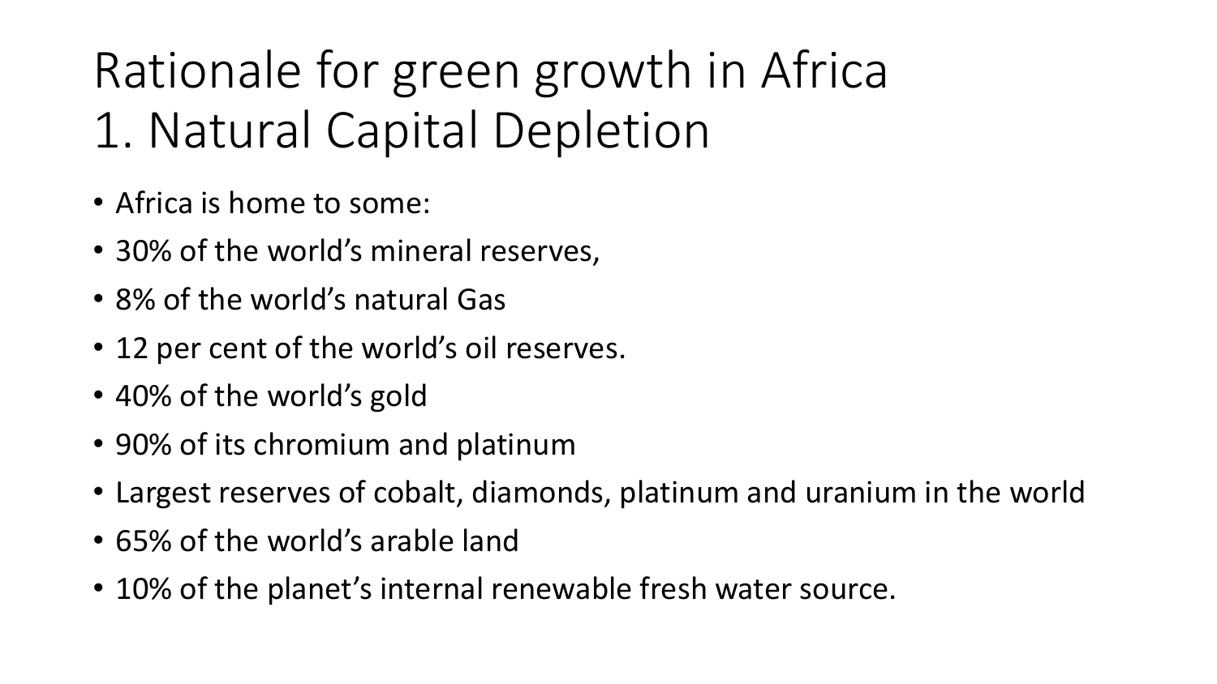# Rationale for green growth in Africa
# 1. Natural Capital Depletion

- Africa is home to some:
- 30% of the world's mineral reserves,
- 8% of the world's natural Gas
- 12 per cent of the world's oil reserves.
- 40% of the world's gold
- 90% of its chromium and platinum
- Largest reserves of cobalt, diamonds, platinum and uranium in the world
- 65% of the world's arable land
- 10% of the planet's internal renewable fresh water source.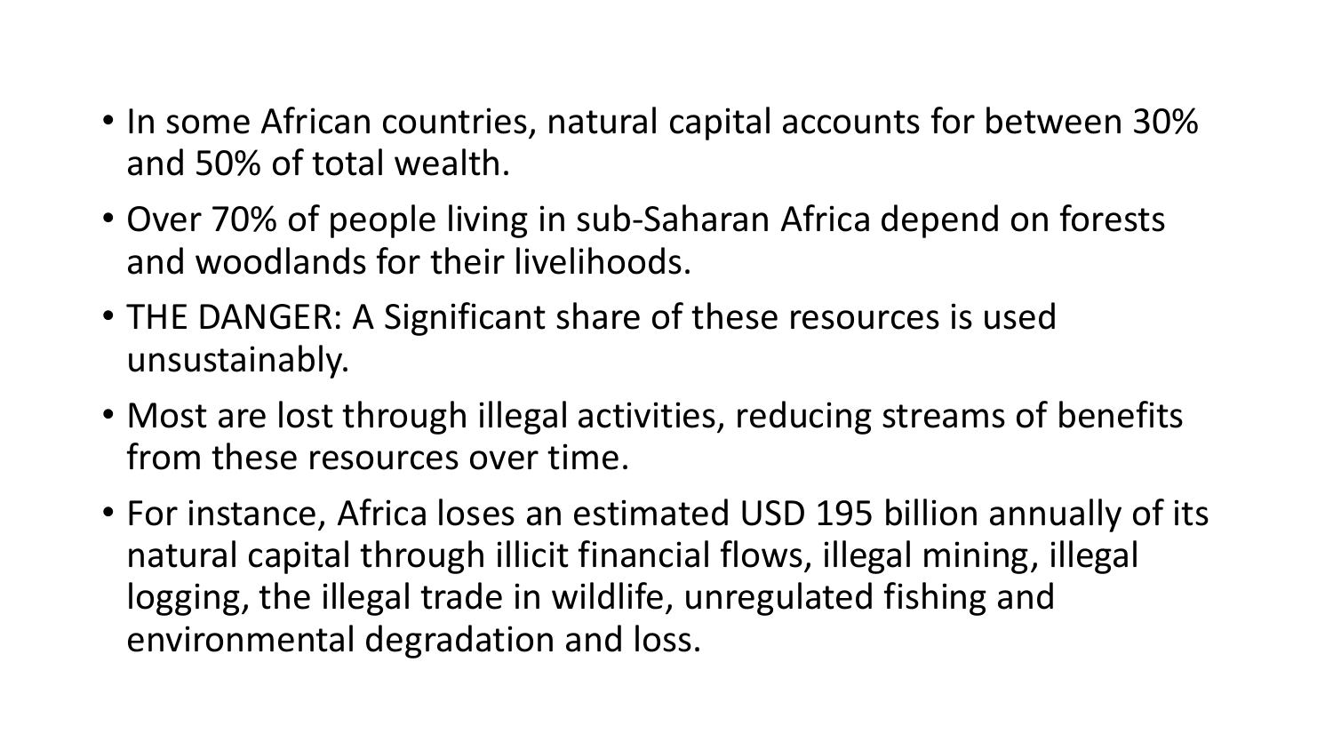- In some African countries, natural capital accounts for between 30% and 50% of total wealth.
- Over 70% of people living in sub-Saharan Africa depend on forests and woodlands for their livelihoods.
- THE DANGER: A Significant share of these resources is used unsustainably.
- Most are lost through illegal activities, reducing streams of benefits from these resources over time.
- For instance, Africa loses an estimated USD 195 billion annually of its natural capital through illicit financial flows, illegal mining, illegal logging, the illegal trade in wildlife, unregulated fishing and environmental degradation and loss.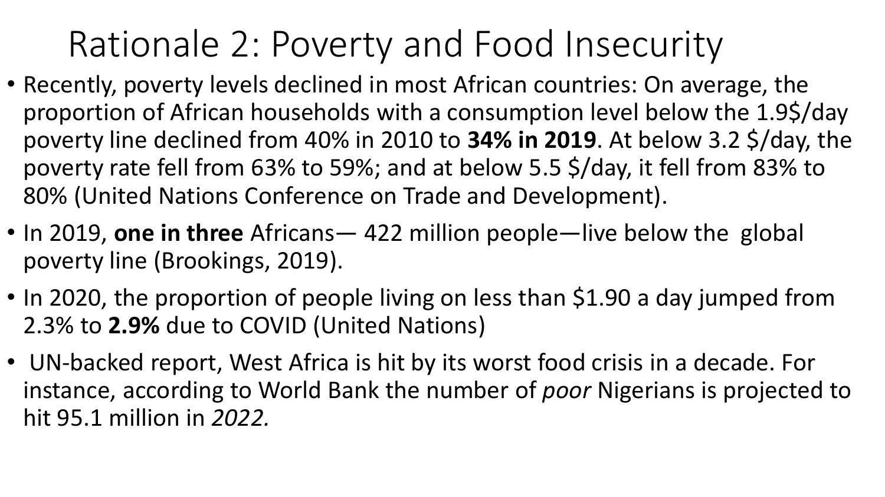# Rationale 2: Poverty and Food Insecurity

- Recently, poverty levels declined in most African countries: On average, the proportion of African households with a consumption level below the 1.9$/day poverty line declined from 40% in 2010 to **34% in 2019**. At below 3.2 $/day, the poverty rate fell from 63% to 59%; and at below 5.5 $/day, it fell from 83% to 80% (United Nations Conference on Trade and Development).
- In 2019, **one in three** Africans— 422 million people—live below the global poverty line (Brookings, 2019).
- In 2020, the proportion of people living on less than $1.90 a day jumped from 2.3% to **2.9%** due to COVID (United Nations)
- UN-backed report, West Africa is hit by its worst food crisis in a decade. For instance, according to World Bank the number of *poor* Nigerians is projected to hit 95.1 million in *2022.*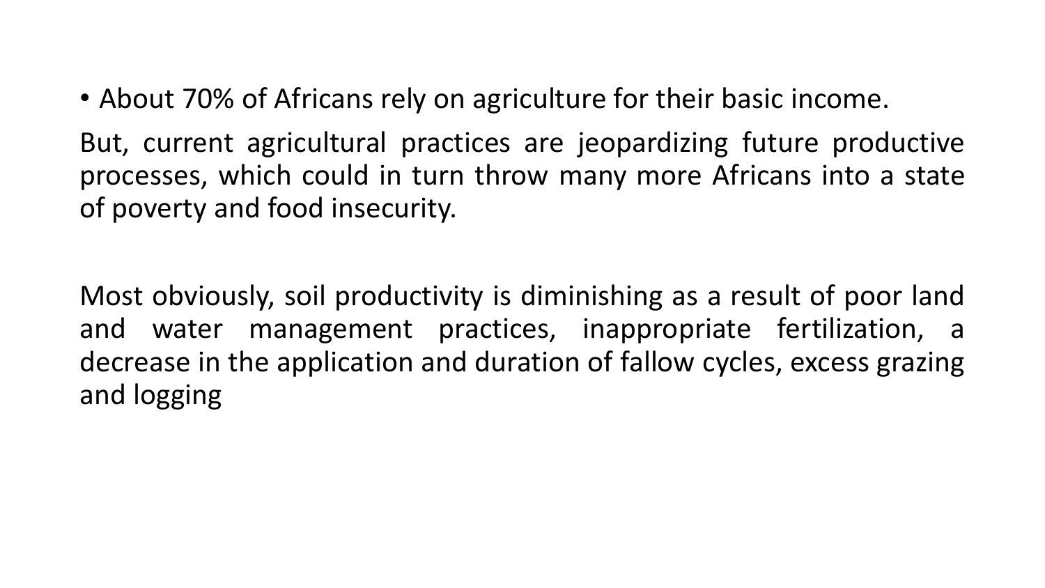- About 70% of Africans rely on agriculture for their basic income.

But, current agricultural practices are jeopardizing future productive processes, which could in turn throw many more Africans into a state of poverty and food insecurity.

Most obviously, soil productivity is diminishing as a result of poor land and water management practices, inappropriate fertilization, a decrease in the application and duration of fallow cycles, excess grazing and logging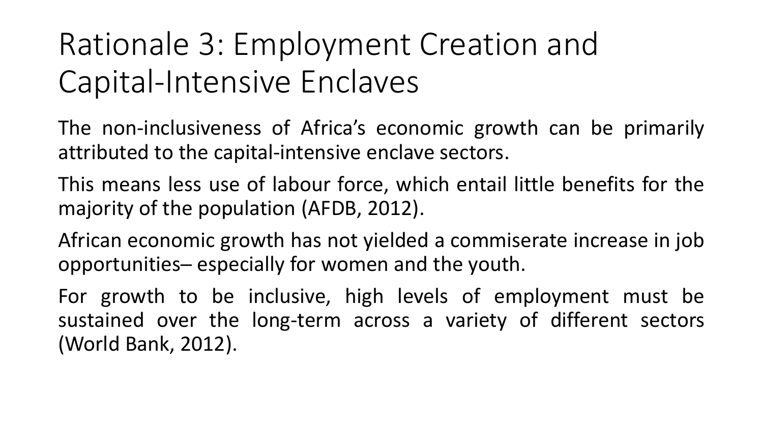# Rationale 3: Employment Creation and Capital-Intensive Enclaves

The non-inclusiveness of Africa's economic growth can be primarily attributed to the capital-intensive enclave sectors.

This means less use of labour force, which entail little benefits for the majority of the population (AFDB, 2012).

African economic growth has not yielded a commiserate increase in job opportunities– especially for women and the youth.

For growth to be inclusive, high levels of employment must be sustained over the long-term across a variety of different sectors (World Bank, 2012).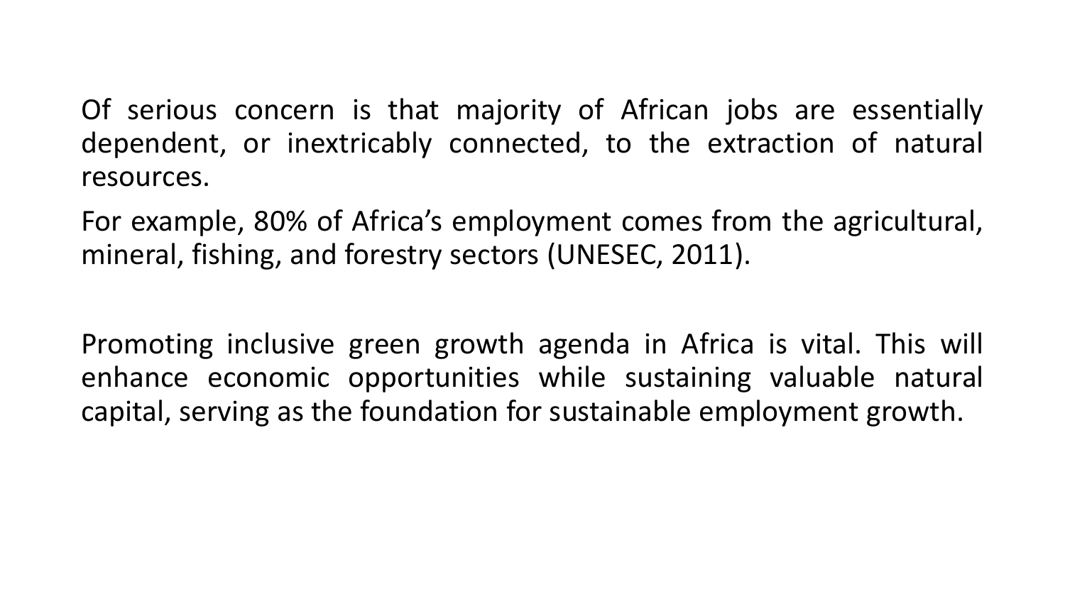Of serious concern is that majority of African jobs are essentially dependent, or inextricably connected, to the extraction of natural resources.

For example, 80% of Africa's employment comes from the agricultural, mineral, fishing, and forestry sectors (UNESEC, 2011).

Promoting inclusive green growth agenda in Africa is vital. This will enhance economic opportunities while sustaining valuable natural capital, serving as the foundation for sustainable employment growth.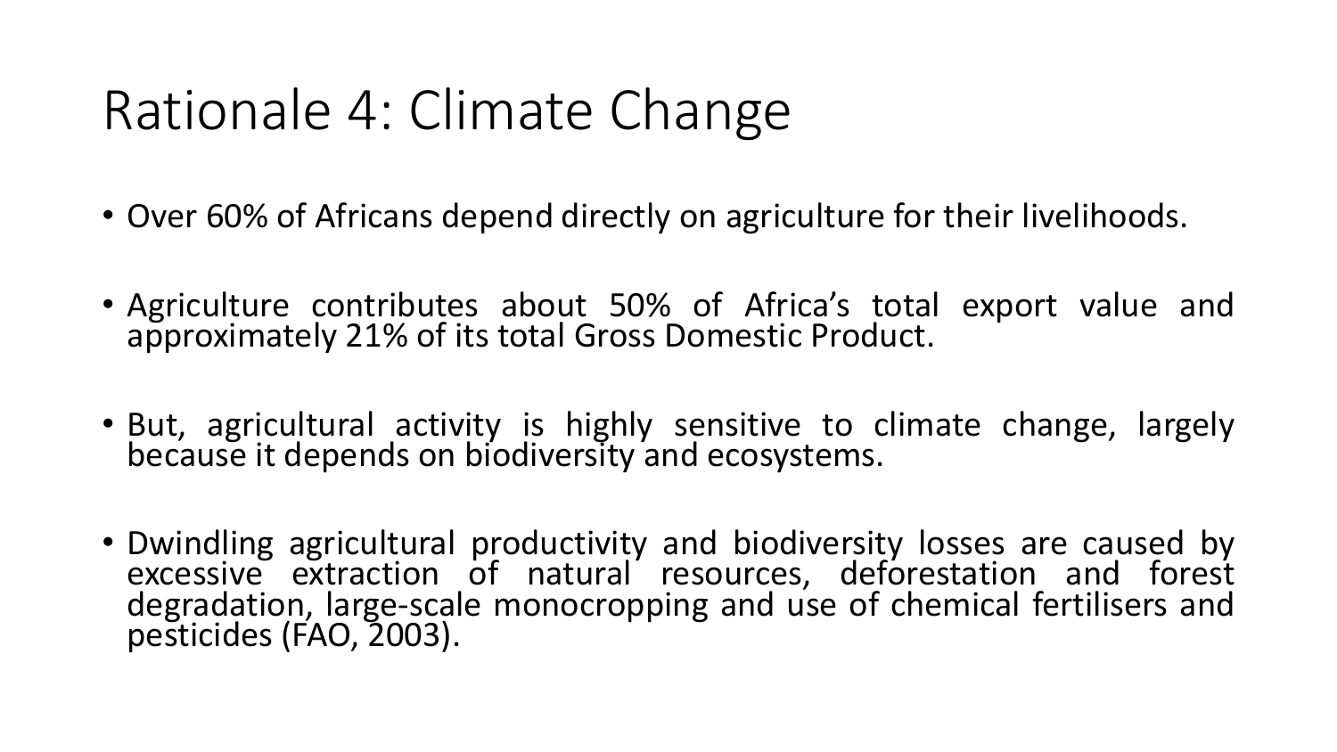# Rationale 4: Climate Change

- Over 60% of Africans depend directly on agriculture for their livelihoods.
- Agriculture contributes about 50% of Africa's total export value and approximately 21% of its total Gross Domestic Product.
- But, agricultural activity is highly sensitive to climate change, largely because it depends on biodiversity and ecosystems.
- Dwindling agricultural productivity and biodiversity losses are caused by excessive extraction of natural resources, deforestation and forest degradation, large-scale monocropping and use of chemical fertilisers and pesticides (FAO, 2003).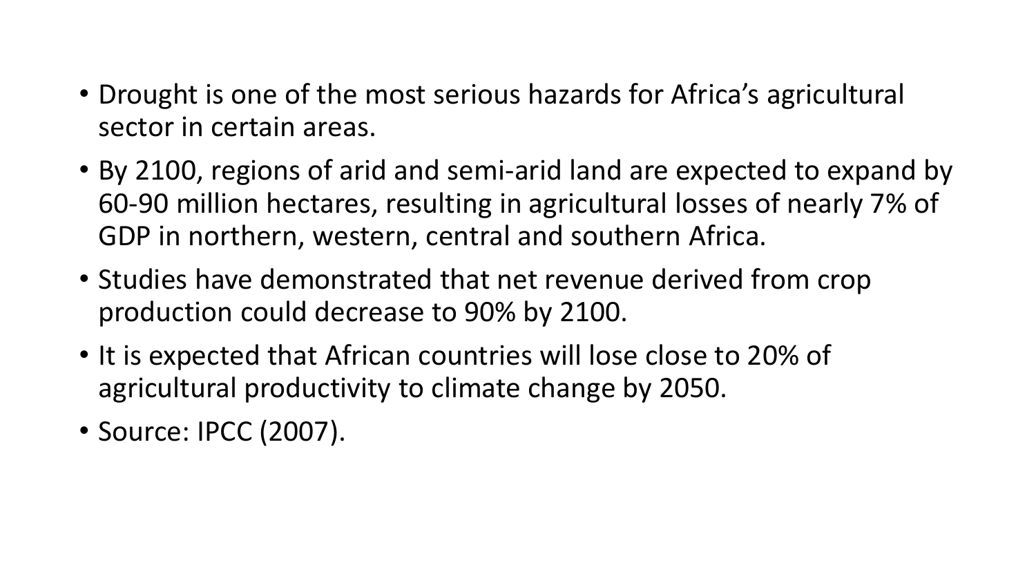- Drought is one of the most serious hazards for Africa's agricultural sector in certain areas.
- By 2100, regions of arid and semi-arid land are expected to expand by 60-90 million hectares, resulting in agricultural losses of nearly 7% of GDP in northern, western, central and southern Africa.
- Studies have demonstrated that net revenue derived from crop production could decrease to 90% by 2100.
- It is expected that African countries will lose close to 20% of agricultural productivity to climate change by 2050.
- Source: IPCC (2007).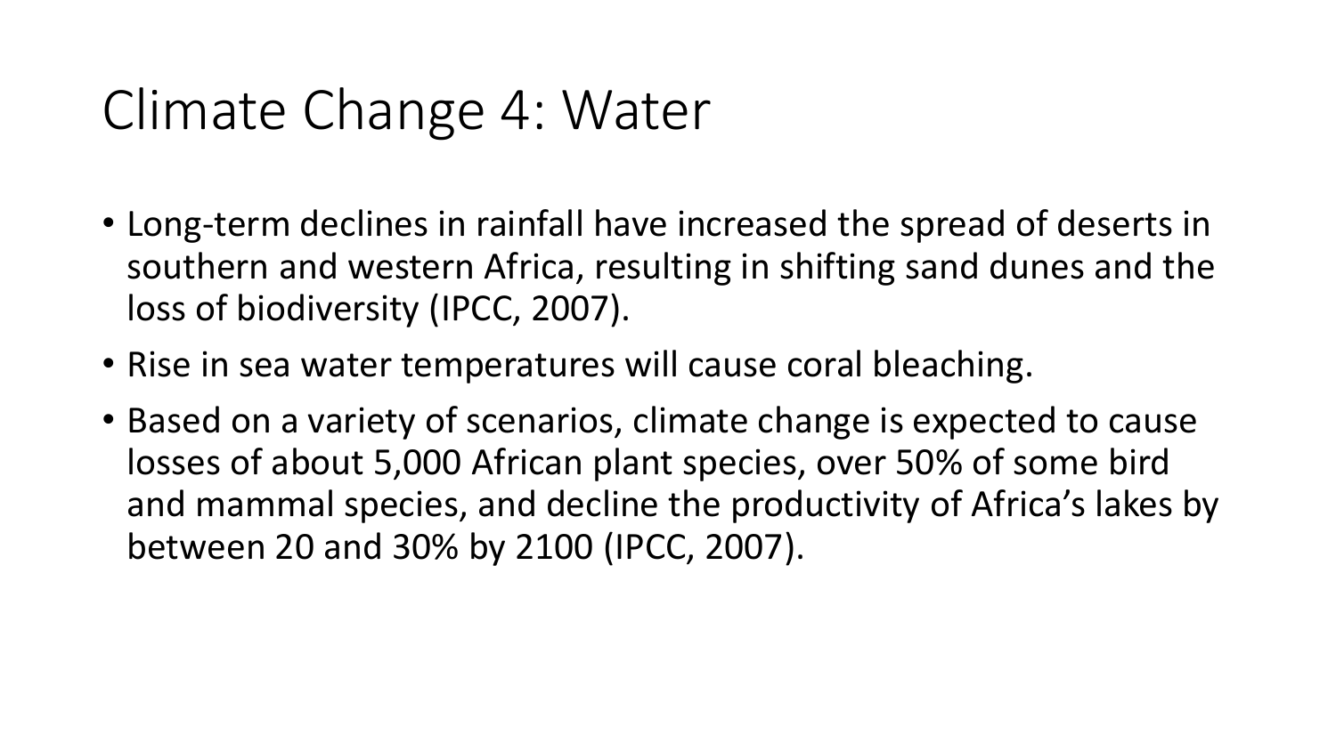# Climate Change 4: Water

- Long-term declines in rainfall have increased the spread of deserts in southern and western Africa, resulting in shifting sand dunes and the loss of biodiversity (IPCC, 2007).
- Rise in sea water temperatures will cause coral bleaching.
- Based on a variety of scenarios, climate change is expected to cause losses of about 5,000 African plant species, over 50% of some bird and mammal species, and decline the productivity of Africa's lakes by between 20 and 30% by 2100 (IPCC, 2007).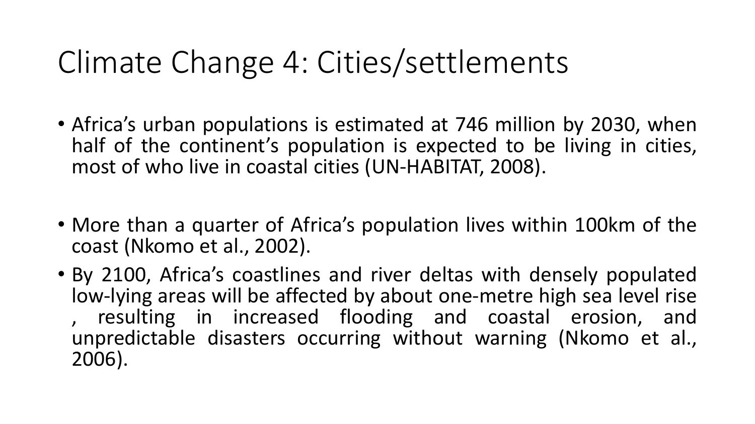# Climate Change 4: Cities/settlements

- Africa's urban populations is estimated at 746 million by 2030, when half of the continent's population is expected to be living in cities, most of who live in coastal cities (UN-HABITAT, 2008).

- More than a quarter of Africa's population lives within 100km of the coast (Nkomo et al., 2002).
- By 2100, Africa's coastlines and river deltas with densely populated low-lying areas will be affected by about one-metre high sea level rise , resulting in increased flooding and coastal erosion, and unpredictable disasters occurring without warning (Nkomo et al., 2006).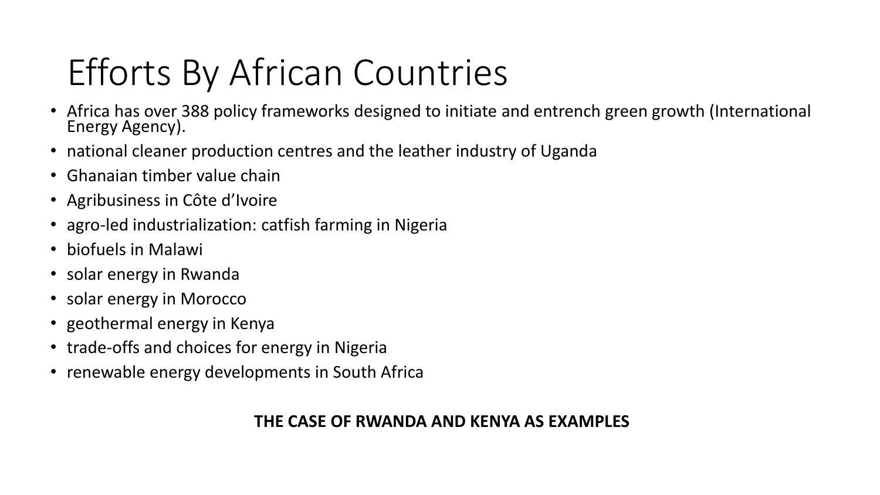# Efforts By African Countries

- Africa has over 388 policy frameworks designed to initiate and entrench green growth (International Energy Agency).
- national cleaner production centres and the leather industry of Uganda
- Ghanaian timber value chain
- Agribusiness in Côte d'Ivoire
- agro-led industrialization: catfish farming in Nigeria
- biofuels in Malawi
- solar energy in Rwanda
- solar energy in Morocco
- geothermal energy in Kenya
- trade-offs and choices for energy in Nigeria
- renewable energy developments in South Africa

**THE CASE OF RWANDA AND KENYA AS EXAMPLES**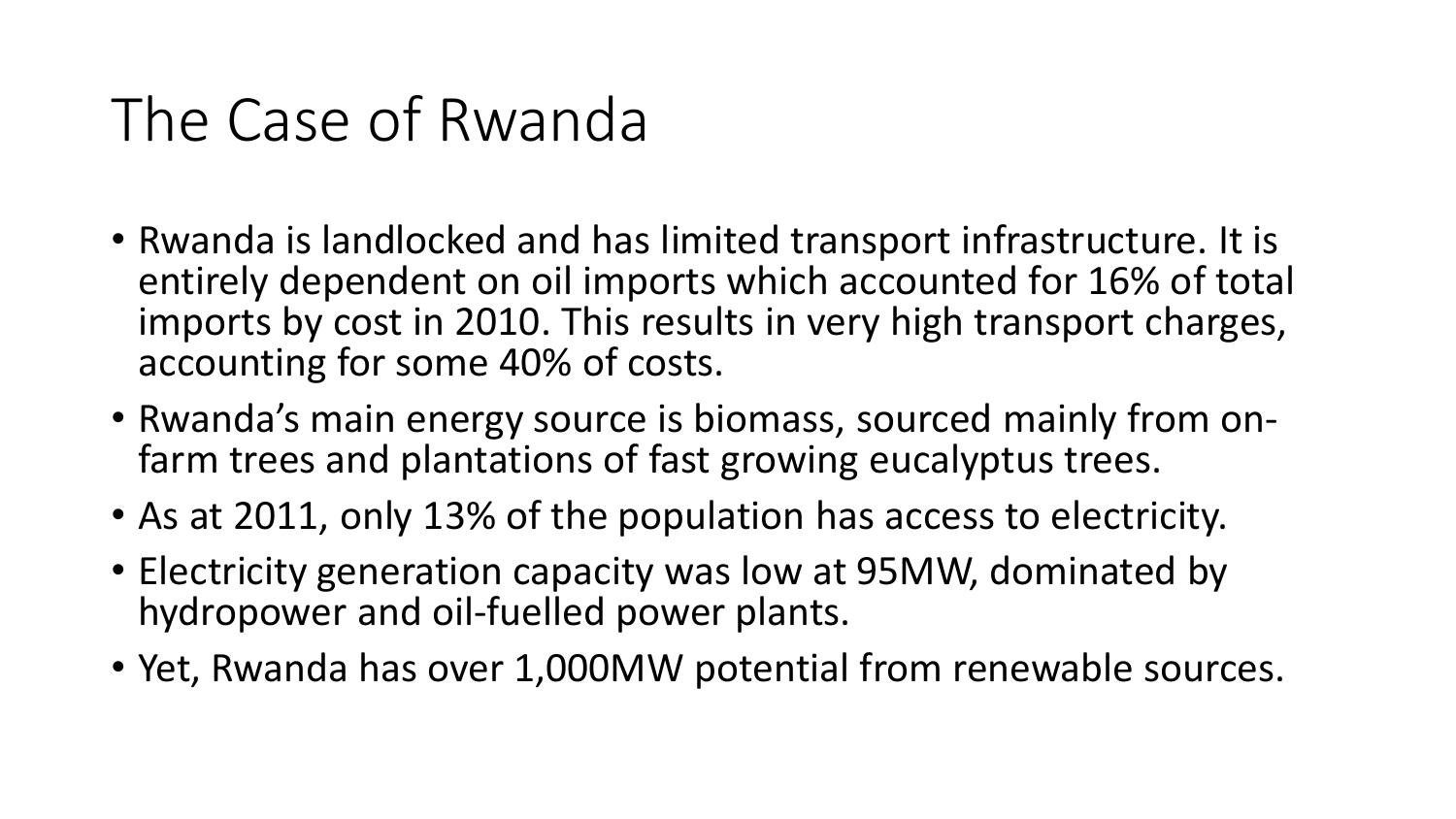# The Case of Rwanda

- Rwanda is landlocked and has limited transport infrastructure. It is entirely dependent on oil imports which accounted for 16% of total imports by cost in 2010. This results in very high transport charges, accounting for some 40% of costs.
- Rwanda's main energy source is biomass, sourced mainly from on-farm trees and plantations of fast growing eucalyptus trees.
- As at 2011, only 13% of the population has access to electricity.
- Electricity generation capacity was low at 95MW, dominated by hydropower and oil-fuelled power plants.
- Yet, Rwanda has over 1,000MW potential from renewable sources.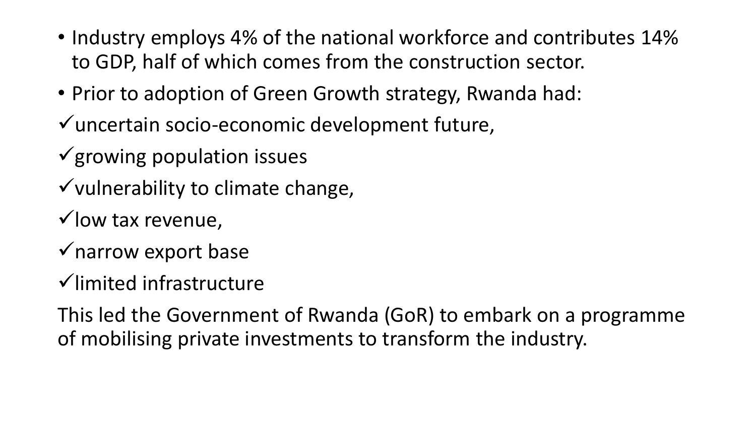- Industry employs 4% of the national workforce and contributes 14% to GDP, half of which comes from the construction sector.
- Prior to adoption of Green Growth strategy, Rwanda had:

✓uncertain socio-economic development future,

✓growing population issues

✓vulnerability to climate change,

✓low tax revenue,

✓narrow export base

✓limited infrastructure

This led the Government of Rwanda (GoR) to embark on a programme of mobilising private investments to transform the industry.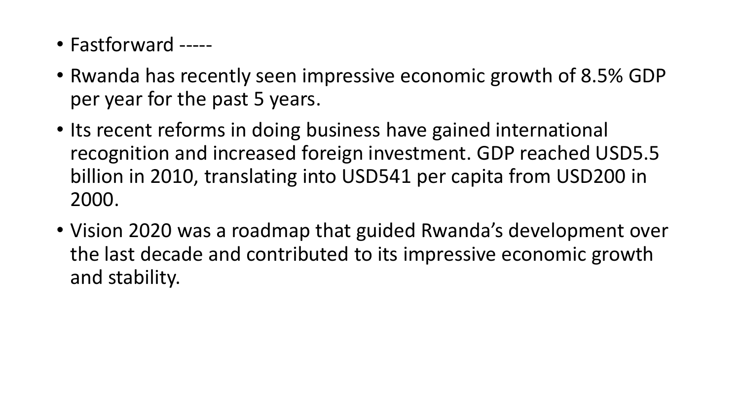- Fastforward -----
- Rwanda has recently seen impressive economic growth of 8.5% GDP per year for the past 5 years.
- Its recent reforms in doing business have gained international recognition and increased foreign investment. GDP reached USD5.5 billion in 2010, translating into USD541 per capita from USD200 in 2000.
- Vision 2020 was a roadmap that guided Rwanda's development over the last decade and contributed to its impressive economic growth and stability.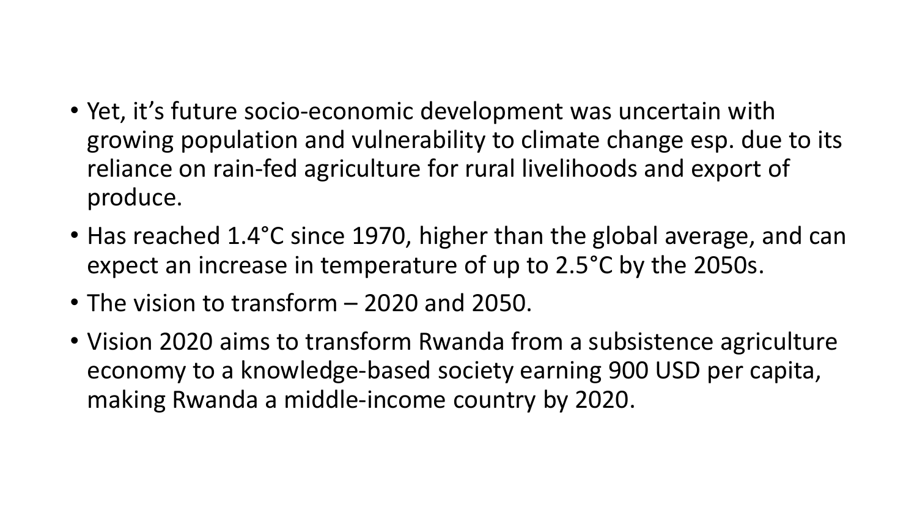- Yet, it’s future socio-economic development was uncertain with growing population and vulnerability to climate change esp. due to its reliance on rain-fed agriculture for rural livelihoods and export of produce.
- Has reached 1.4°C since 1970, higher than the global average, and can expect an increase in temperature of up to 2.5°C by the 2050s.
- The vision to transform – 2020 and 2050.
- Vision 2020 aims to transform Rwanda from a subsistence agriculture economy to a knowledge-based society earning 900 USD per capita, making Rwanda a middle-income country by 2020.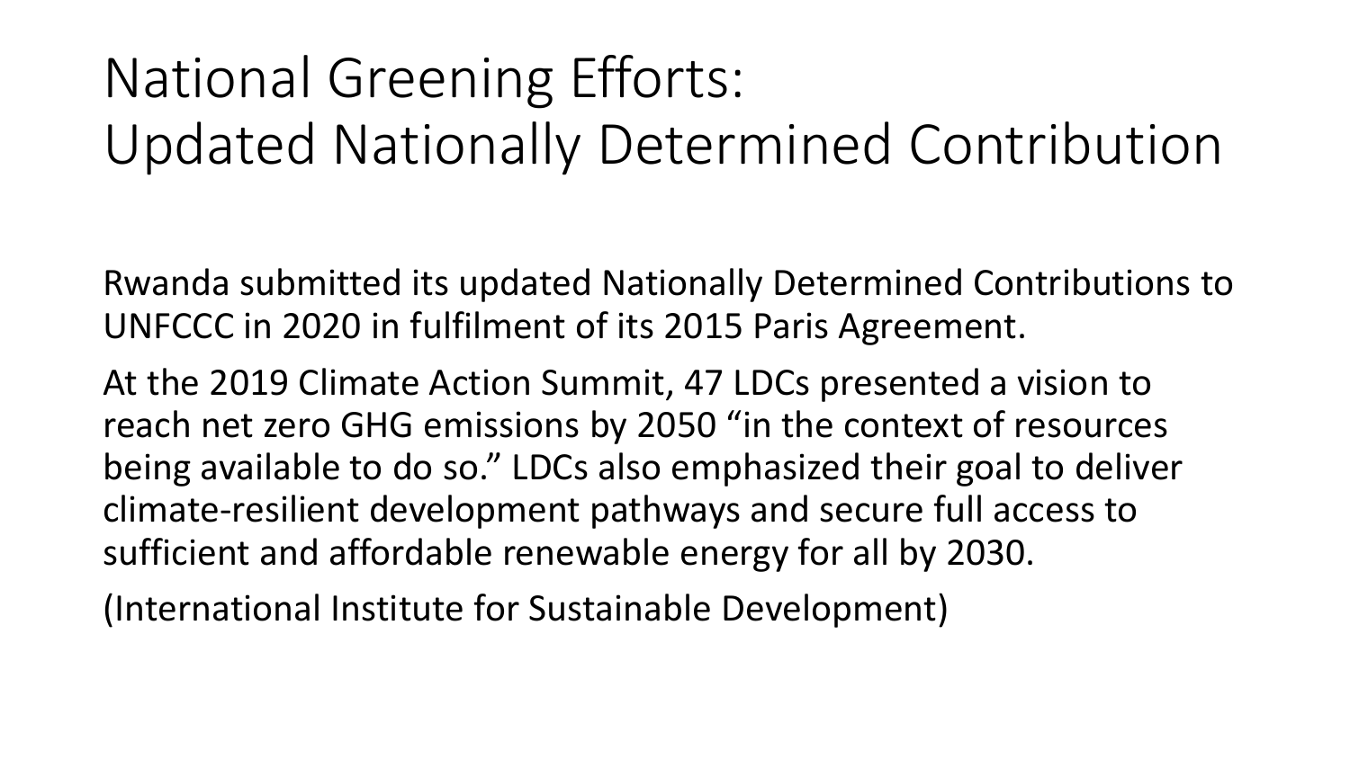# National Greening Efforts: Updated Nationally Determined Contribution

Rwanda submitted its updated Nationally Determined Contributions to UNFCCC in 2020 in fulfilment of its 2015 Paris Agreement.

At the 2019 Climate Action Summit, 47 LDCs presented a vision to reach net zero GHG emissions by 2050 "in the context of resources being available to do so." LDCs also emphasized their goal to deliver climate-resilient development pathways and secure full access to sufficient and affordable renewable energy for all by 2030.

(International Institute for Sustainable Development)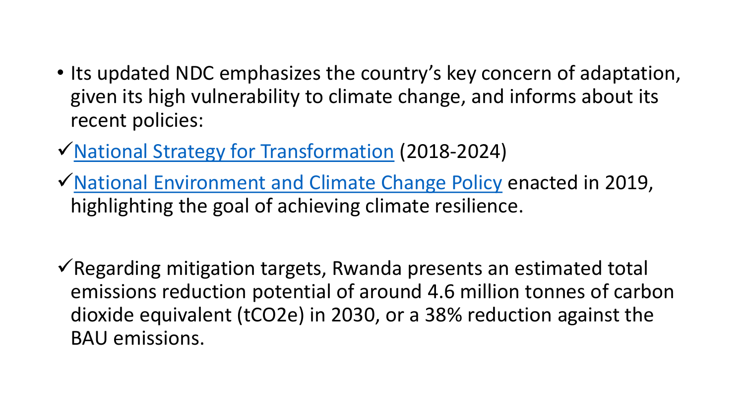- Its updated NDC emphasizes the country's key concern of adaptation, given its high vulnerability to climate change, and informs about its recent policies:

✓ National Strategy for Transformation (2018-2024)

✓ National Environment and Climate Change Policy enacted in 2019, highlighting the goal of achieving climate resilience.

✓ Regarding mitigation targets, Rwanda presents an estimated total emissions reduction potential of around 4.6 million tonnes of carbon dioxide equivalent ($tCO_2e$) in 2030, or a 38% reduction against the BAU emissions.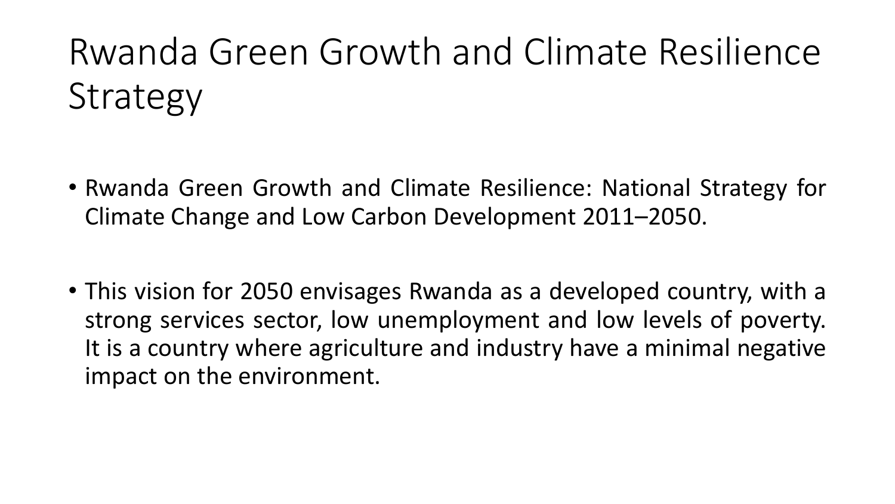# Rwanda Green Growth and Climate Resilience Strategy

- Rwanda Green Growth and Climate Resilience: National Strategy for Climate Change and Low Carbon Development 2011–2050.

- This vision for 2050 envisages Rwanda as a developed country, with a strong services sector, low unemployment and low levels of poverty. It is a country where agriculture and industry have a minimal negative impact on the environment.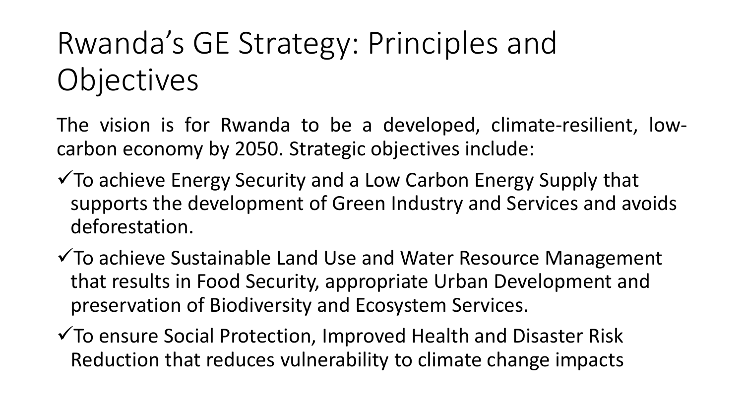# Rwanda's GE Strategy: Principles and Objectives

The vision is for Rwanda to be a developed, climate-resilient, low-carbon economy by 2050. Strategic objectives include:

- ✓To achieve Energy Security and a Low Carbon Energy Supply that supports the development of Green Industry and Services and avoids deforestation.
- ✓To achieve Sustainable Land Use and Water Resource Management that results in Food Security, appropriate Urban Development and preservation of Biodiversity and Ecosystem Services.
- ✓To ensure Social Protection, Improved Health and Disaster Risk Reduction that reduces vulnerability to climate change impacts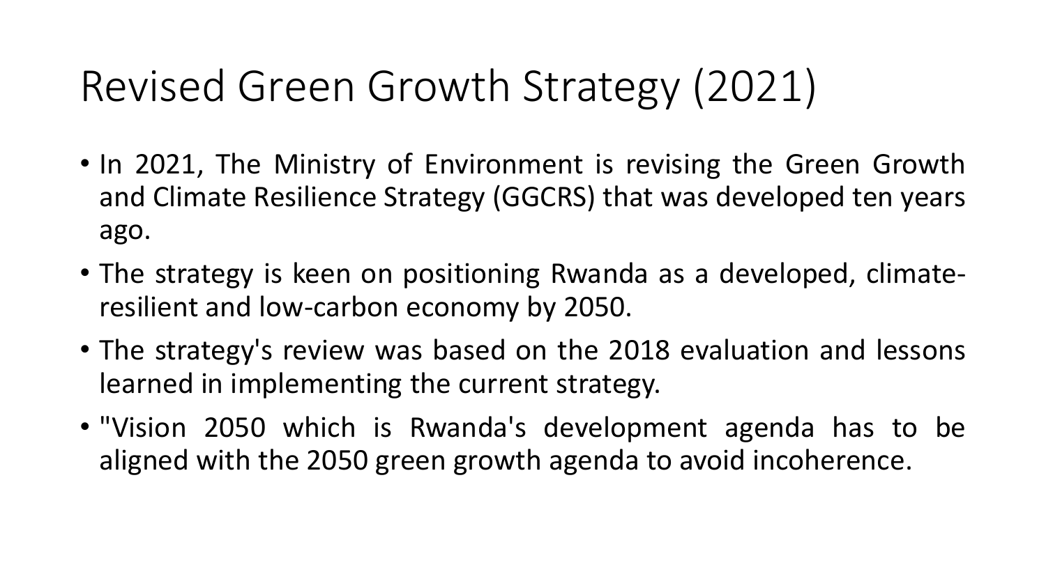# Revised Green Growth Strategy (2021)

- In 2021, The Ministry of Environment is revising the Green Growth and Climate Resilience Strategy (GGCRS) that was developed ten years ago.
- The strategy is keen on positioning Rwanda as a developed, climate-resilient and low-carbon economy by 2050.
- The strategy's review was based on the 2018 evaluation and lessons learned in implementing the current strategy.
- "Vision 2050 which is Rwanda's development agenda has to be aligned with the 2050 green growth agenda to avoid incoherence.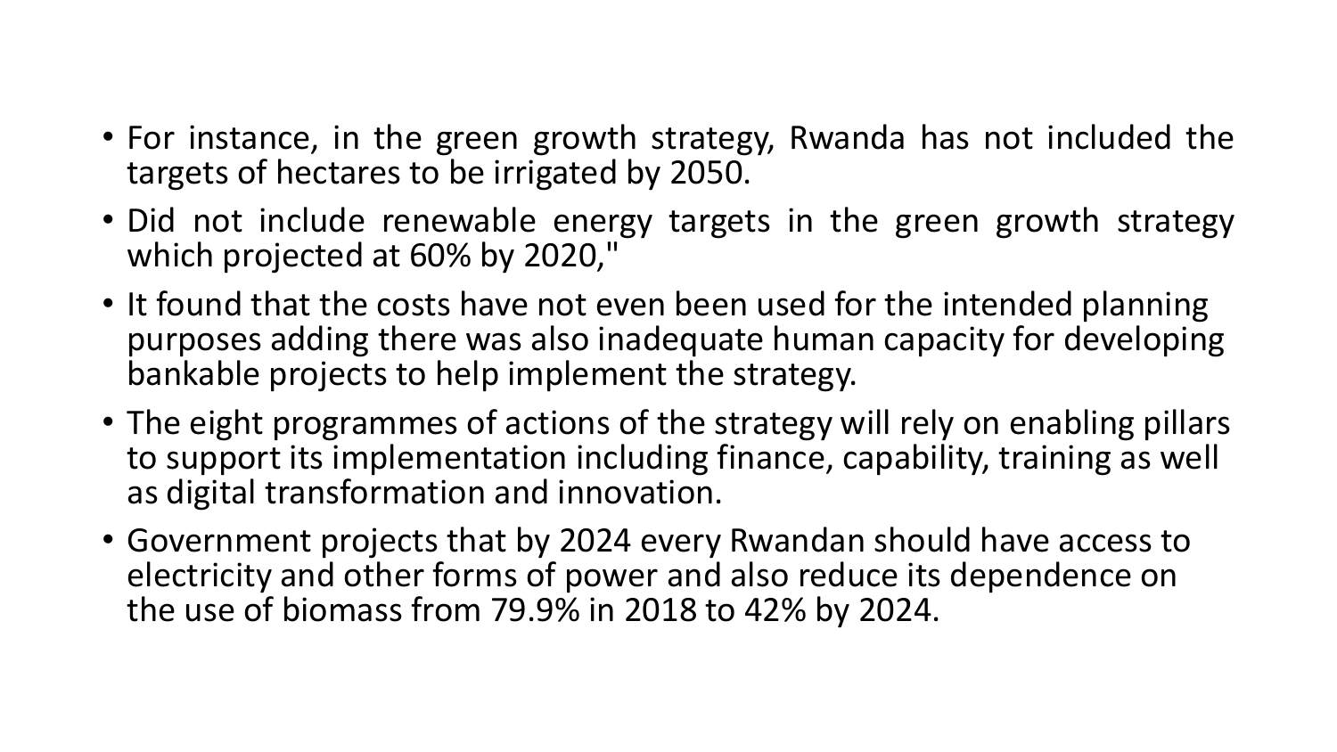- For instance, in the green growth strategy, Rwanda has not included the targets of hectares to be irrigated by 2050.
- Did not include renewable energy targets in the green growth strategy which projected at 60% by 2020,"
- It found that the costs have not even been used for the intended planning purposes adding there was also inadequate human capacity for developing bankable projects to help implement the strategy.
- The eight programmes of actions of the strategy will rely on enabling pillars to support its implementation including finance, capability, training as well as digital transformation and innovation.
- Government projects that by 2024 every Rwandan should have access to electricity and other forms of power and also reduce its dependence on the use of biomass from 79.9% in 2018 to 42% by 2024.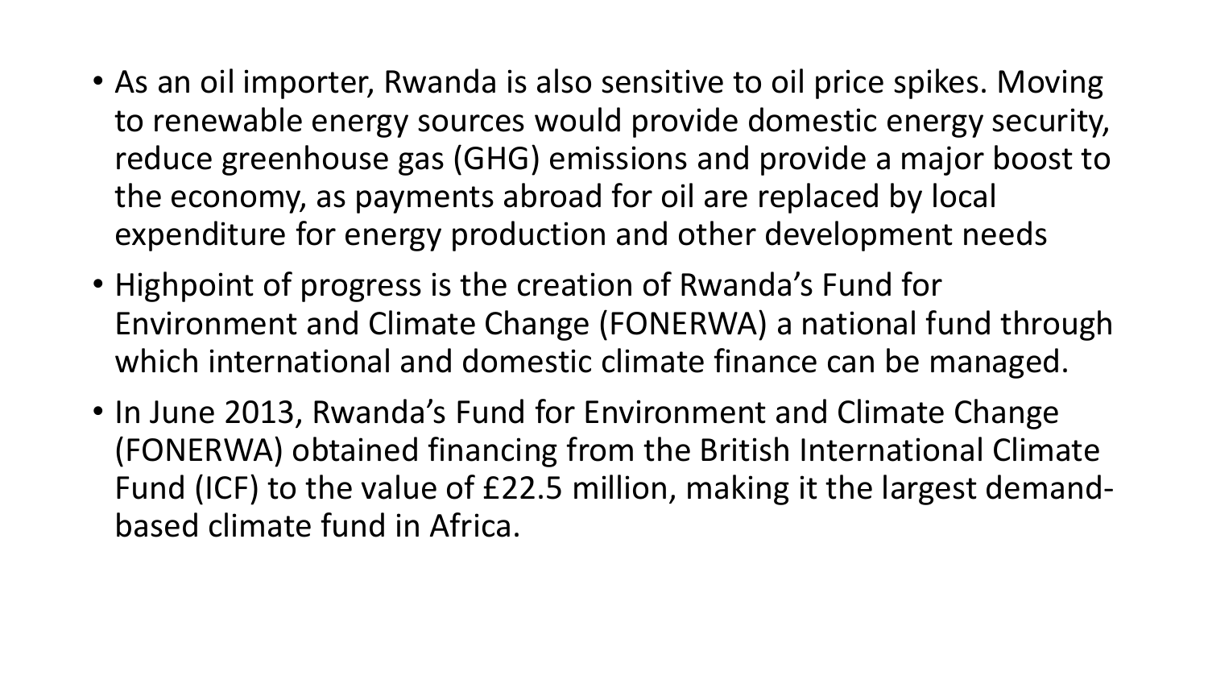- As an oil importer, Rwanda is also sensitive to oil price spikes. Moving to renewable energy sources would provide domestic energy security, reduce greenhouse gas (GHG) emissions and provide a major boost to the economy, as payments abroad for oil are replaced by local expenditure for energy production and other development needs
- Highpoint of progress is the creation of Rwanda's Fund for Environment and Climate Change (FONERWA) a national fund through which international and domestic climate finance can be managed.
- In June 2013, Rwanda's Fund for Environment and Climate Change (FONERWA) obtained financing from the British International Climate Fund (ICF) to the value of £22.5 million, making it the largest demand-based climate fund in Africa.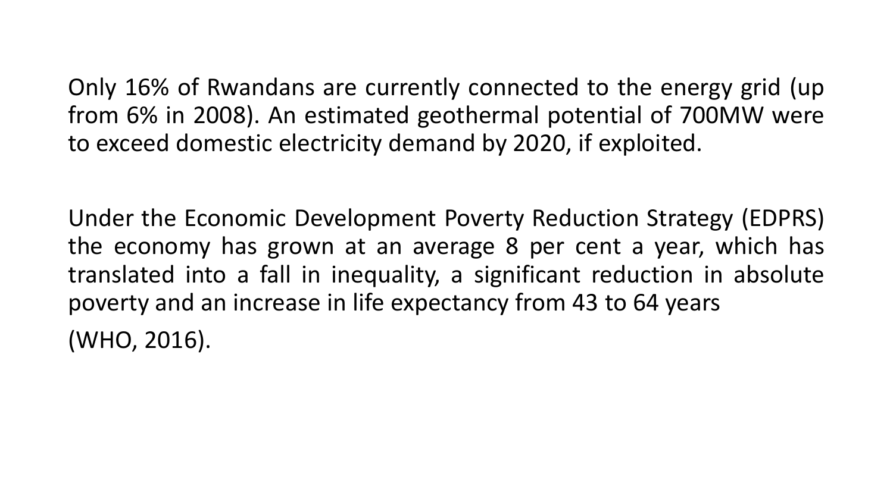Only 16% of Rwandans are currently connected to the energy grid (up from 6% in 2008). An estimated geothermal potential of 700MW were to exceed domestic electricity demand by 2020, if exploited.

Under the Economic Development Poverty Reduction Strategy (EDPRS) the economy has grown at an average 8 per cent a year, which has translated into a fall in inequality, a significant reduction in absolute poverty and an increase in life expectancy from 43 to 64 years

(WHO, 2016).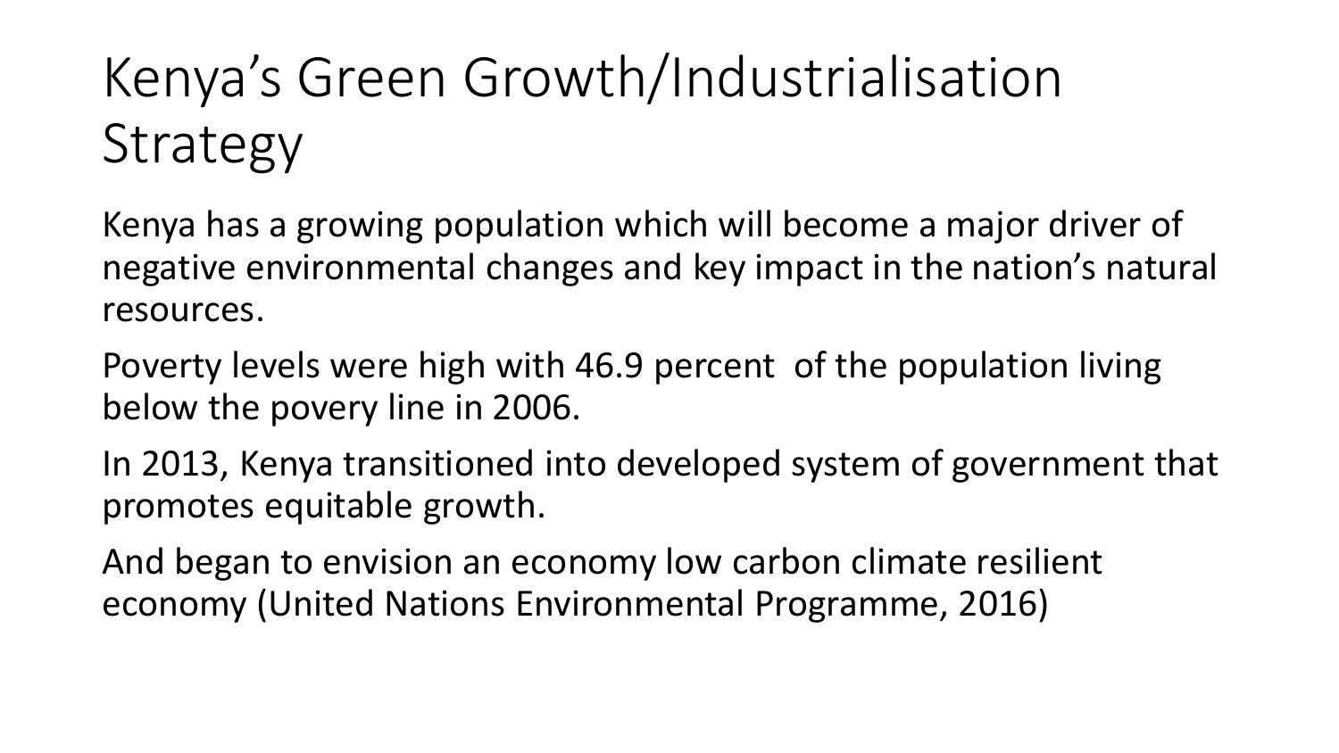# Kenya's Green Growth/Industrialisation Strategy

Kenya has a growing population which will become a major driver of negative environmental changes and key impact in the nation's natural resources.

Poverty levels were high with 46.9 percent of the population living below the povery line in 2006.

In 2013, Kenya transitioned into developed system of government that promotes equitable growth.

And began to envision an economy low carbon climate resilient economy (United Nations Environmental Programme, 2016)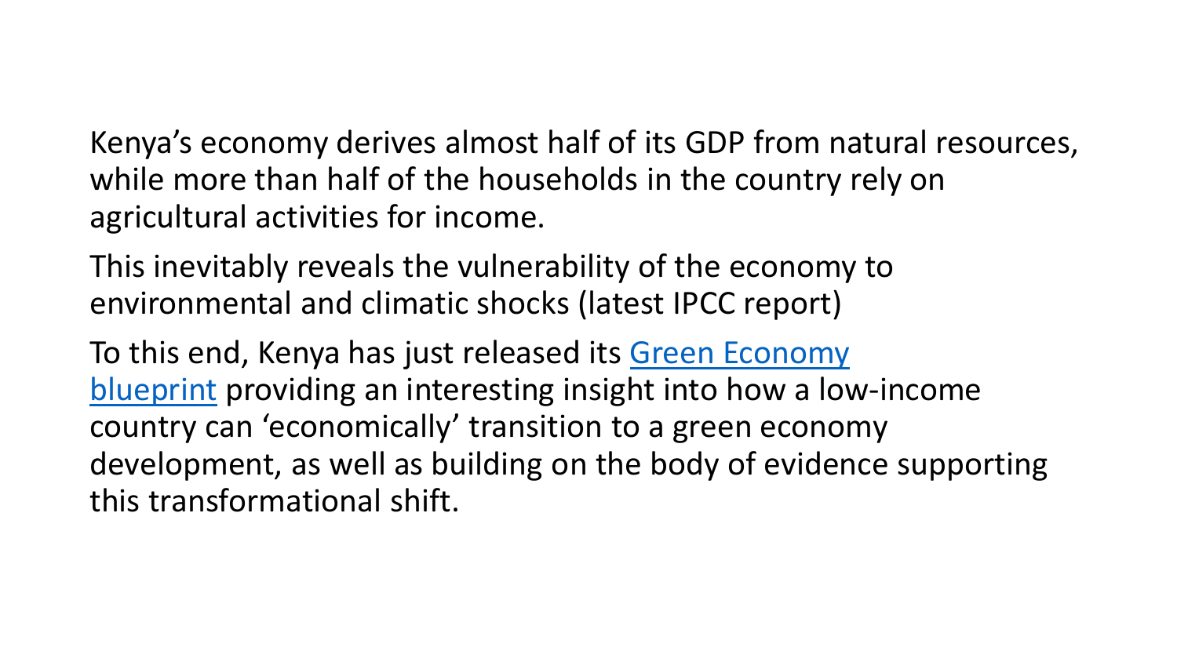Kenya’s economy derives almost half of its GDP from natural resources, while more than half of the households in the country rely on agricultural activities for income.

This inevitably reveals the vulnerability of the economy to environmental and climatic shocks (latest IPCC report)

To this end, Kenya has just released its Green Economy blueprint providing an interesting insight into how a low-income country can ‘economically’ transition to a green economy development, as well as building on the body of evidence supporting this transformational shift.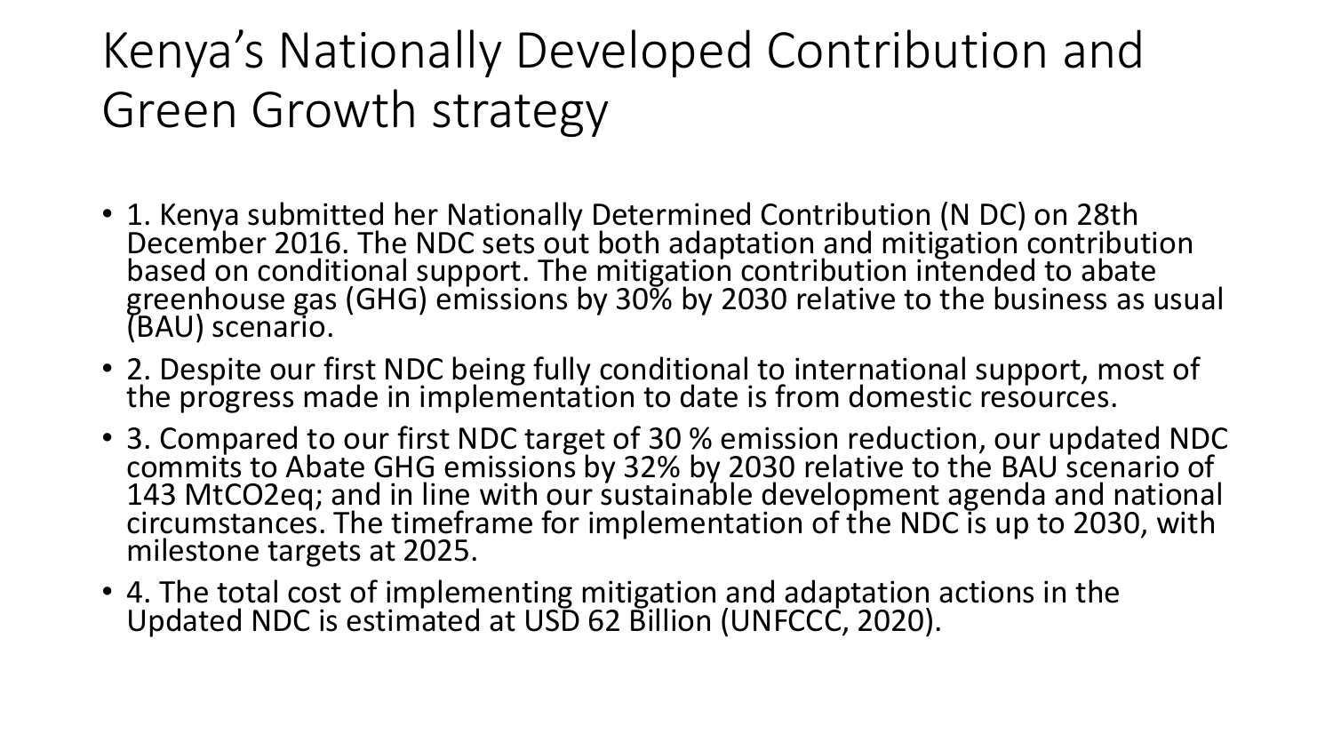# Kenya's Nationally Developed Contribution and Green Growth strategy

- 1. Kenya submitted her Nationally Determined Contribution (N DC) on 28th December 2016. The NDC sets out both adaptation and mitigation contribution based on conditional support. The mitigation contribution intended to abate greenhouse gas (GHG) emissions by 30% by 2030 relative to the business as usual (BAU) scenario.
- 2. Despite our first NDC being fully conditional to international support, most of the progress made in implementation to date is from domestic resources.
- 3. Compared to our first NDC target of 30 % emission reduction, our updated NDC commits to Abate GHG emissions by 32% by 2030 relative to the BAU scenario of 143 $MtCO_2eq$; and in line with our sustainable development agenda and national circumstances. The timeframe for implementation of the NDC is up to 2030, with milestone targets at 2025.
- 4. The total cost of implementing mitigation and adaptation actions in the Updated NDC is estimated at USD 62 Billion (UNFCCC, 2020).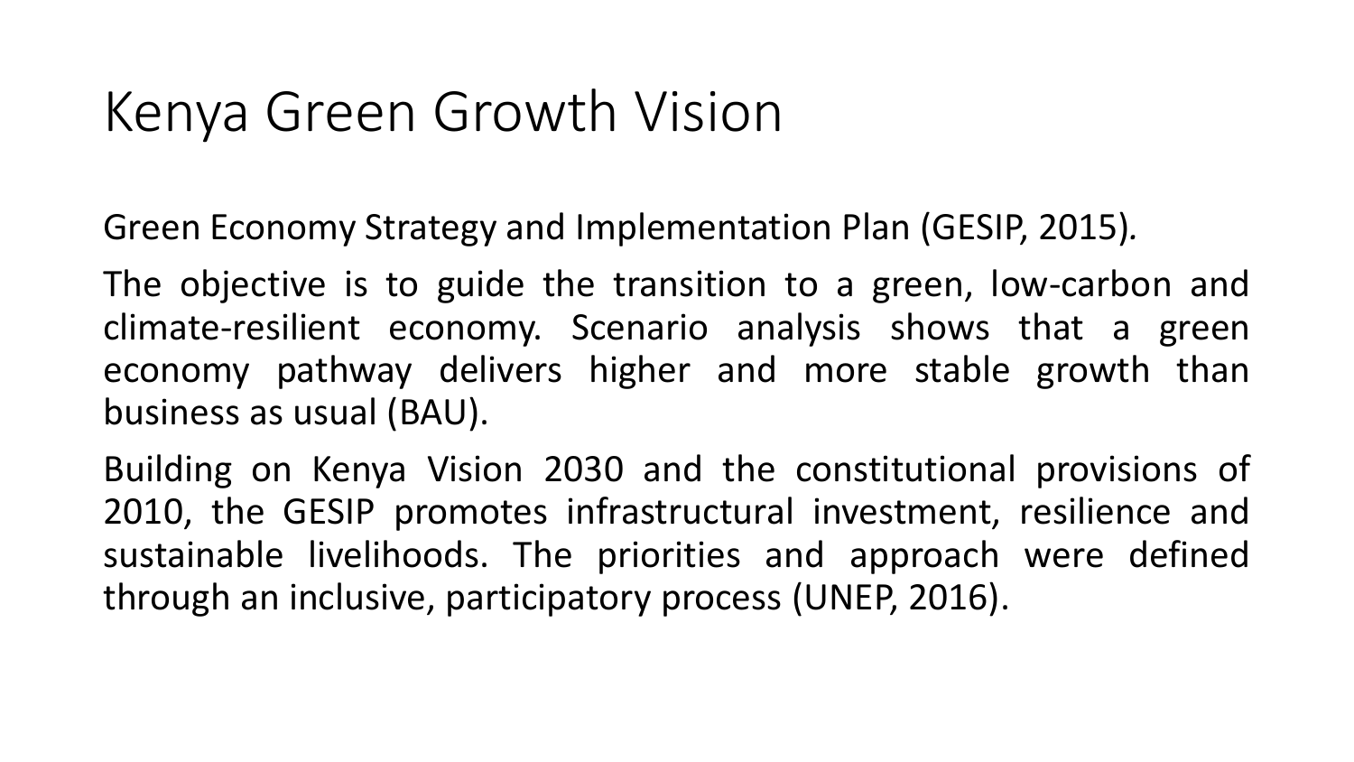# Kenya Green Growth Vision

Green Economy Strategy and Implementation Plan (GESIP, 2015).

The objective is to guide the transition to a green, low-carbon and climate-resilient economy. Scenario analysis shows that a green economy pathway delivers higher and more stable growth than business as usual (BAU).

Building on Kenya Vision 2030 and the constitutional provisions of 2010, the GESIP promotes infrastructural investment, resilience and sustainable livelihoods. The priorities and approach were defined through an inclusive, participatory process (UNEP, 2016).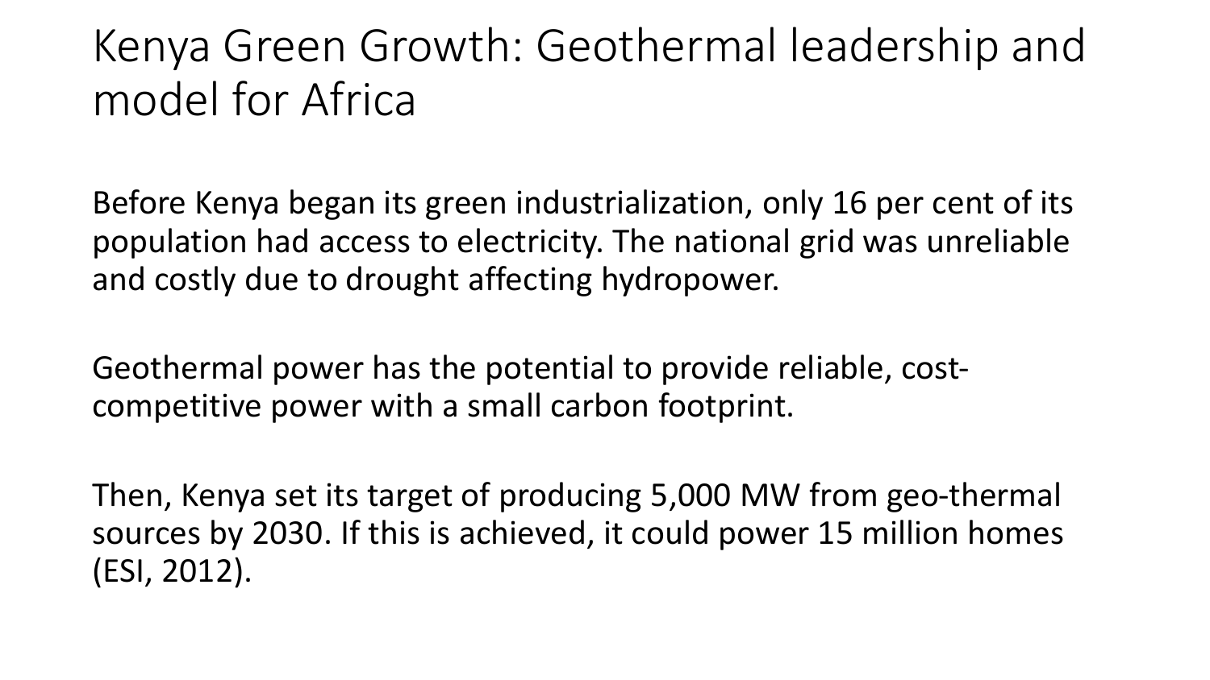# Kenya Green Growth: Geothermal leadership and model for Africa

Before Kenya began its green industrialization, only 16 per cent of its population had access to electricity. The national grid was unreliable and costly due to drought affecting hydropower.

Geothermal power has the potential to provide reliable, cost-competitive power with a small carbon footprint.

Then, Kenya set its target of producing 5,000 MW from geo-thermal sources by 2030. If this is achieved, it could power 15 million homes (ESI, 2012).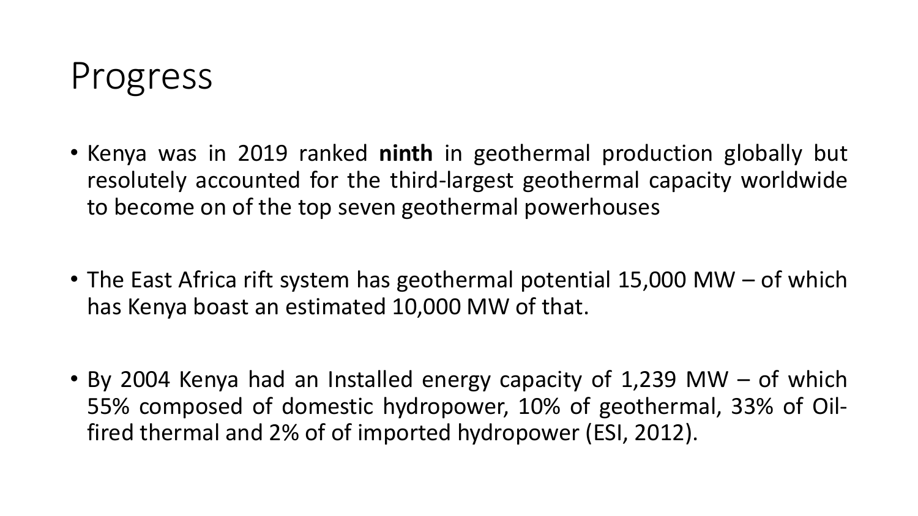# Progress

- Kenya was in 2019 ranked **ninth** in geothermal production globally but resolutely accounted for the third-largest geothermal capacity worldwide to become on of the top seven geothermal powerhouses

- The East Africa rift system has geothermal potential 15,000 MW – of which has Kenya boast an estimated 10,000 MW of that.

- By 2004 Kenya had an Installed energy capacity of 1,239 MW – of which 55% composed of domestic hydropower, 10% of geothermal, 33% of Oil-fired thermal and 2% of of imported hydropower (ESI, 2012).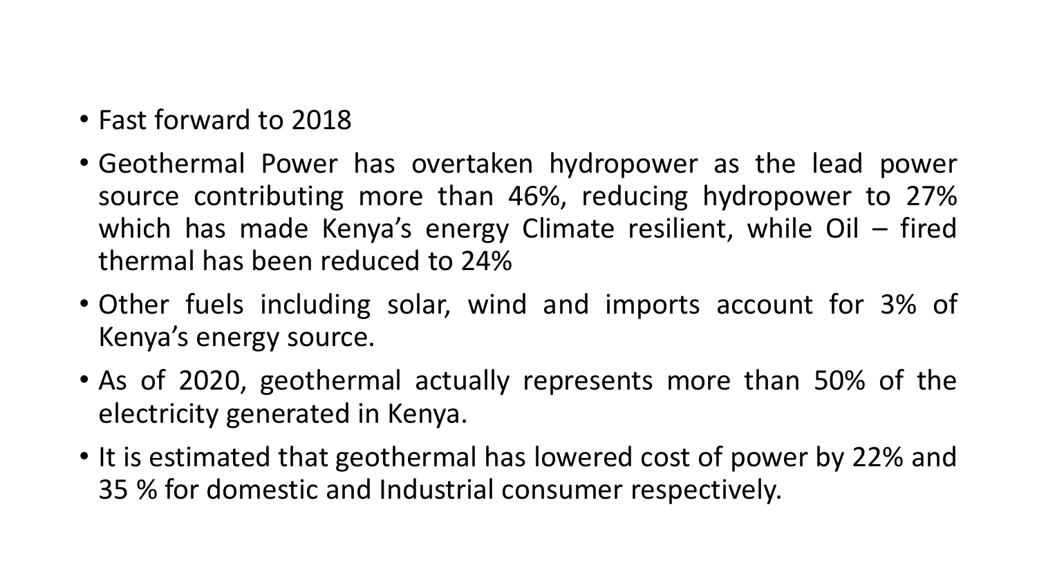- Fast forward to 2018
- Geothermal Power has overtaken hydropower as the lead power source contributing more than 46%, reducing hydropower to 27% which has made Kenya's energy Climate resilient, while Oil – fired thermal has been reduced to 24%
- Other fuels including solar, wind and imports account for 3% of Kenya's energy source.
- As of 2020, geothermal actually represents more than 50% of the electricity generated in Kenya.
- It is estimated that geothermal has lowered cost of power by 22% and 35 % for domestic and Industrial consumer respectively.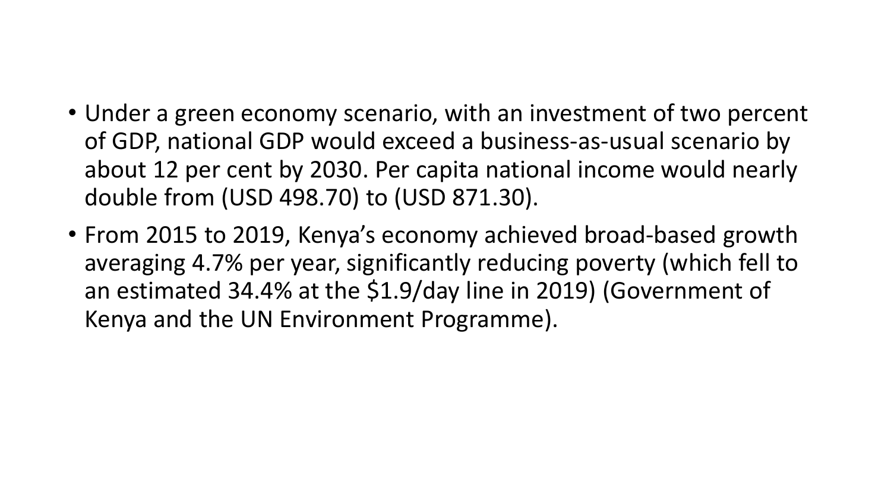- Under a green economy scenario, with an investment of two percent of GDP, national GDP would exceed a business-as-usual scenario by about 12 per cent by 2030. Per capita national income would nearly double from (USD 498.70) to (USD 871.30).
- From 2015 to 2019, Kenya's economy achieved broad-based growth averaging 4.7% per year, significantly reducing poverty (which fell to an estimated 34.4% at the $1.9/day line in 2019) (Government of Kenya and the UN Environment Programme).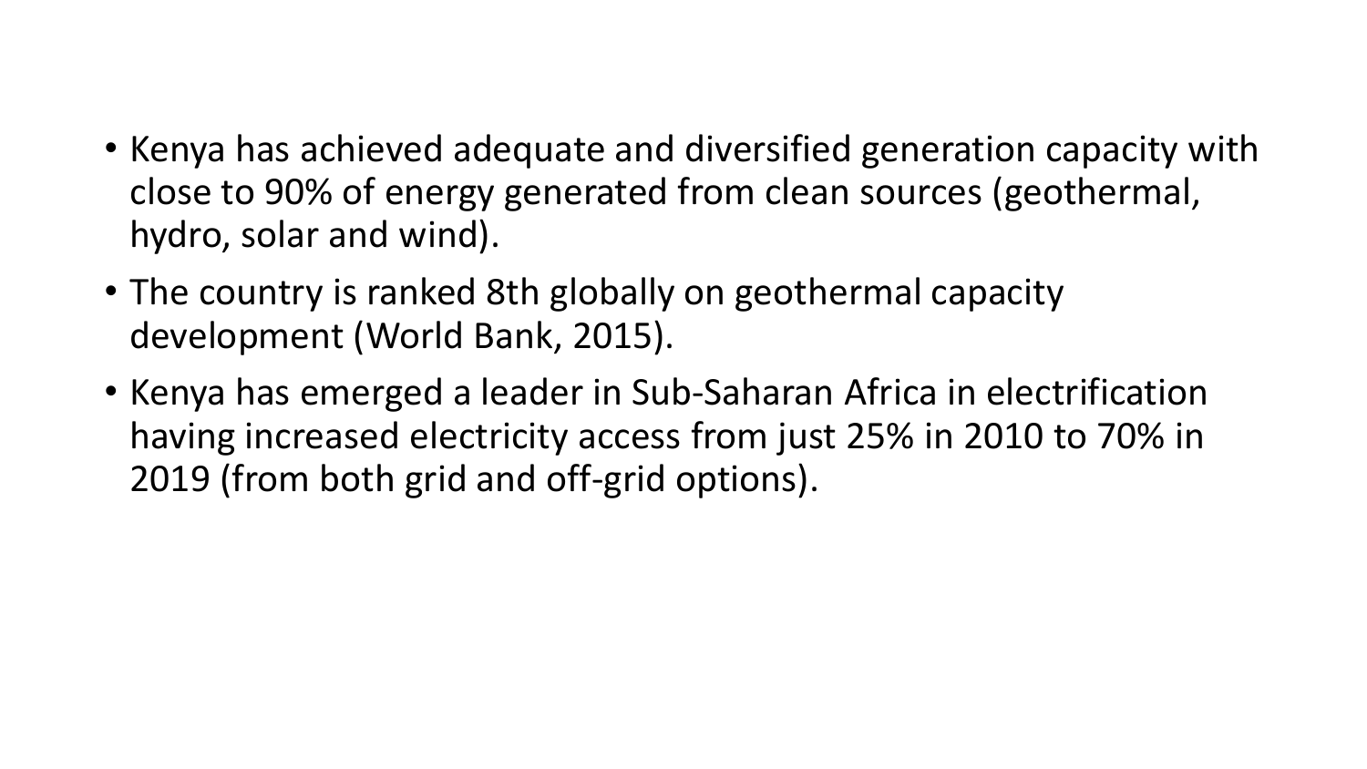- Kenya has achieved adequate and diversified generation capacity with close to 90% of energy generated from clean sources (geothermal, hydro, solar and wind).
- The country is ranked 8th globally on geothermal capacity development (World Bank, 2015).
- Kenya has emerged a leader in Sub-Saharan Africa in electrification having increased electricity access from just 25% in 2010 to 70% in 2019 (from both grid and off-grid options).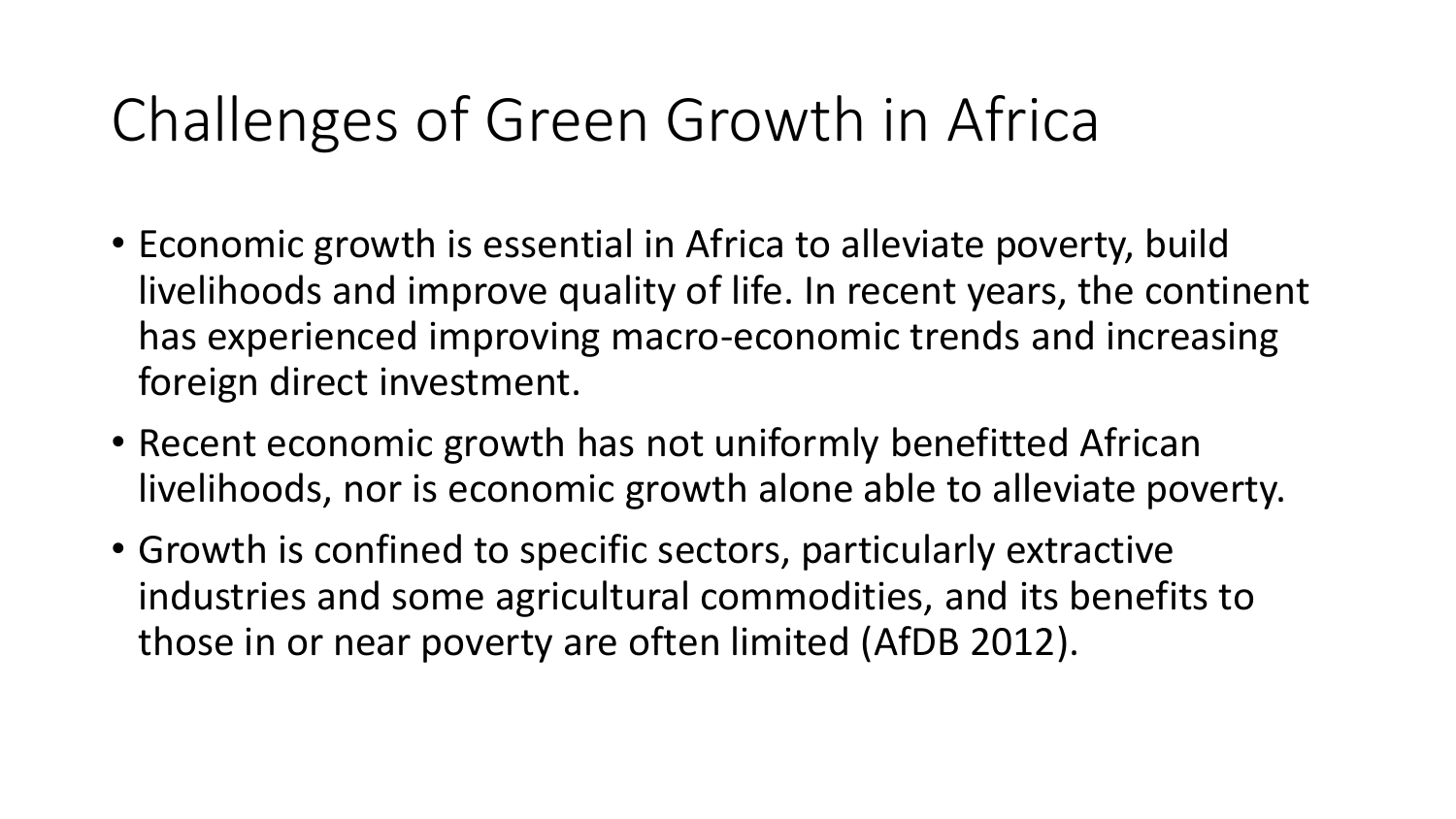# Challenges of Green Growth in Africa

- Economic growth is essential in Africa to alleviate poverty, build livelihoods and improve quality of life. In recent years, the continent has experienced improving macro-economic trends and increasing foreign direct investment.
- Recent economic growth has not uniformly benefitted African livelihoods, nor is economic growth alone able to alleviate poverty.
- Growth is confined to specific sectors, particularly extractive industries and some agricultural commodities, and its benefits to those in or near poverty are often limited (AfDB 2012).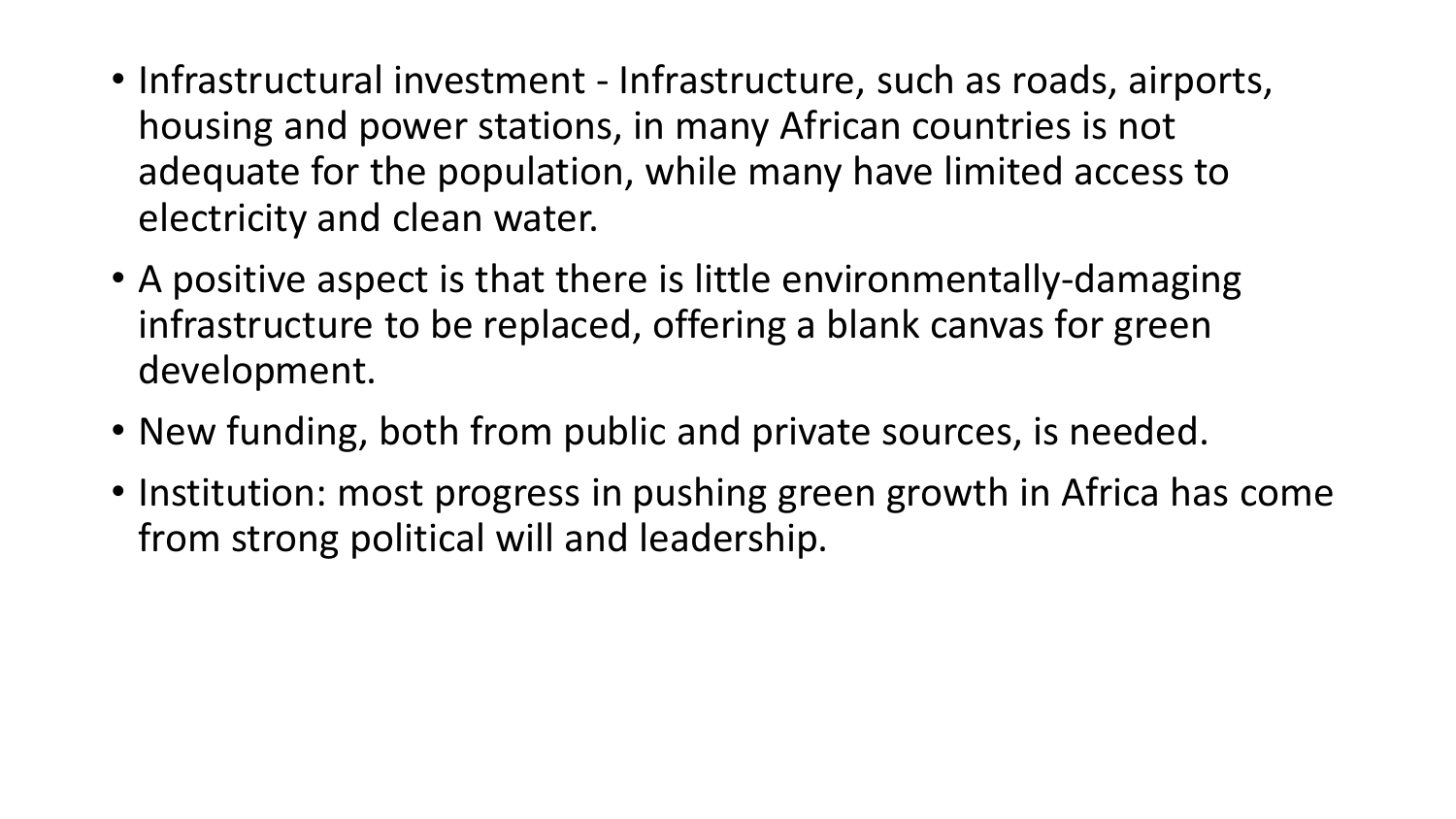- Infrastructural investment - Infrastructure, such as roads, airports, housing and power stations, in many African countries is not adequate for the population, while many have limited access to electricity and clean water.
- A positive aspect is that there is little environmentally-damaging infrastructure to be replaced, offering a blank canvas for green development.
- New funding, both from public and private sources, is needed.
- Institution: most progress in pushing green growth in Africa has come from strong political will and leadership.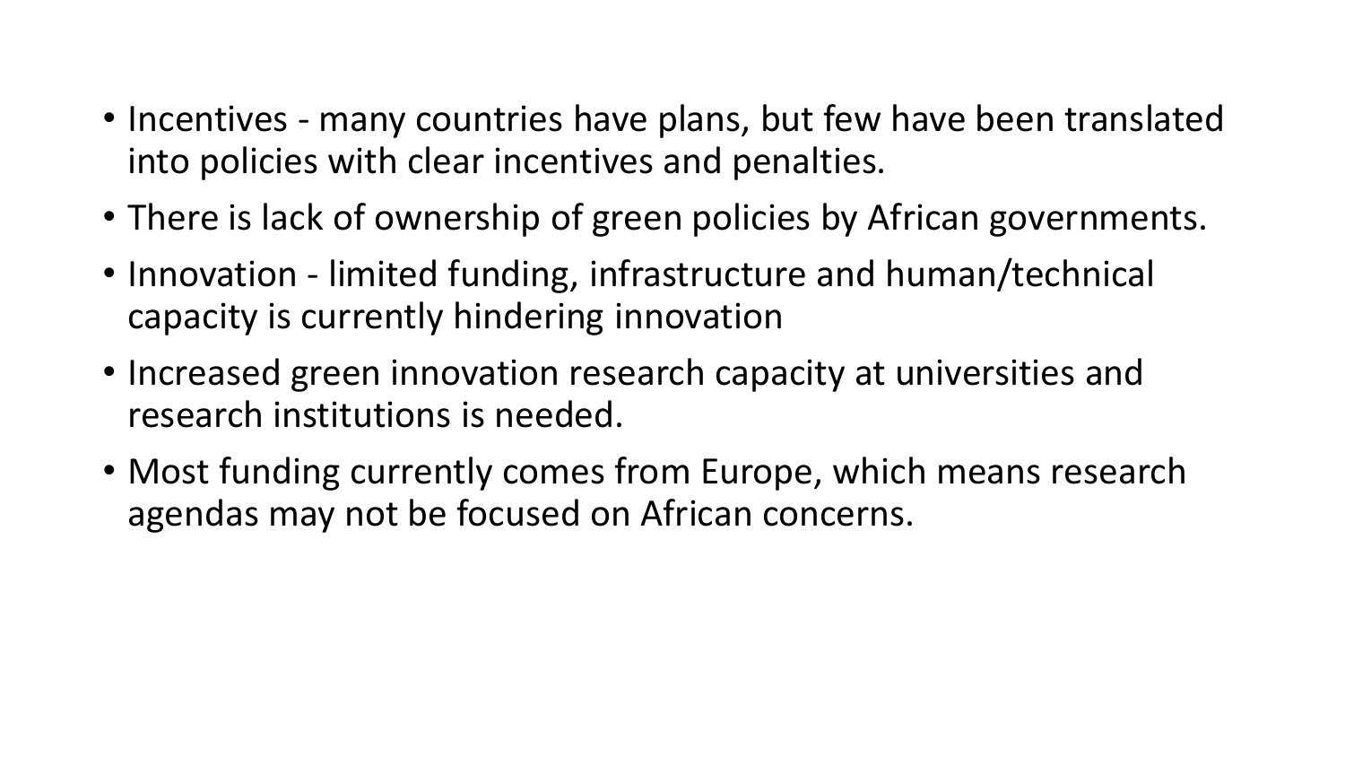- Incentives - many countries have plans, but few have been translated into policies with clear incentives and penalties.
- There is lack of ownership of green policies by African governments.
- Innovation - limited funding, infrastructure and human/technical capacity is currently hindering innovation
- Increased green innovation research capacity at universities and research institutions is needed.
- Most funding currently comes from Europe, which means research agendas may not be focused on African concerns.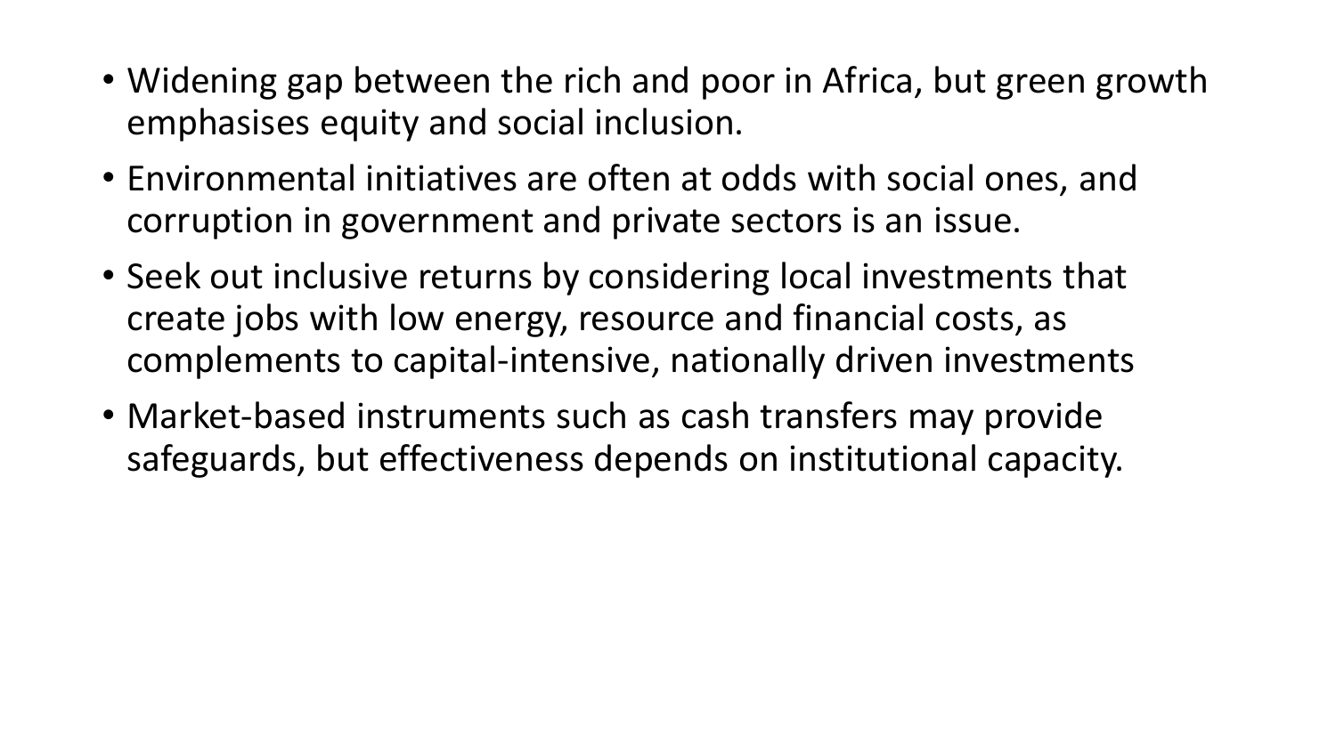- Widening gap between the rich and poor in Africa, but green growth emphasises equity and social inclusion.
- Environmental initiatives are often at odds with social ones, and corruption in government and private sectors is an issue.
- Seek out inclusive returns by considering local investments that create jobs with low energy, resource and financial costs, as complements to capital-intensive, nationally driven investments
- Market-based instruments such as cash transfers may provide safeguards, but effectiveness depends on institutional capacity.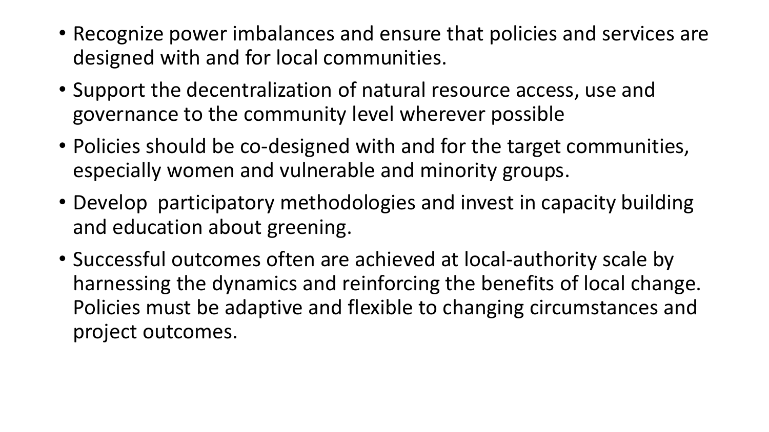- Recognize power imbalances and ensure that policies and services are designed with and for local communities.
- Support the decentralization of natural resource access, use and governance to the community level wherever possible
- Policies should be co-designed with and for the target communities, especially women and vulnerable and minority groups.
- Develop participatory methodologies and invest in capacity building and education about greening.
- Successful outcomes often are achieved at local-authority scale by harnessing the dynamics and reinforcing the benefits of local change. Policies must be adaptive and flexible to changing circumstances and project outcomes.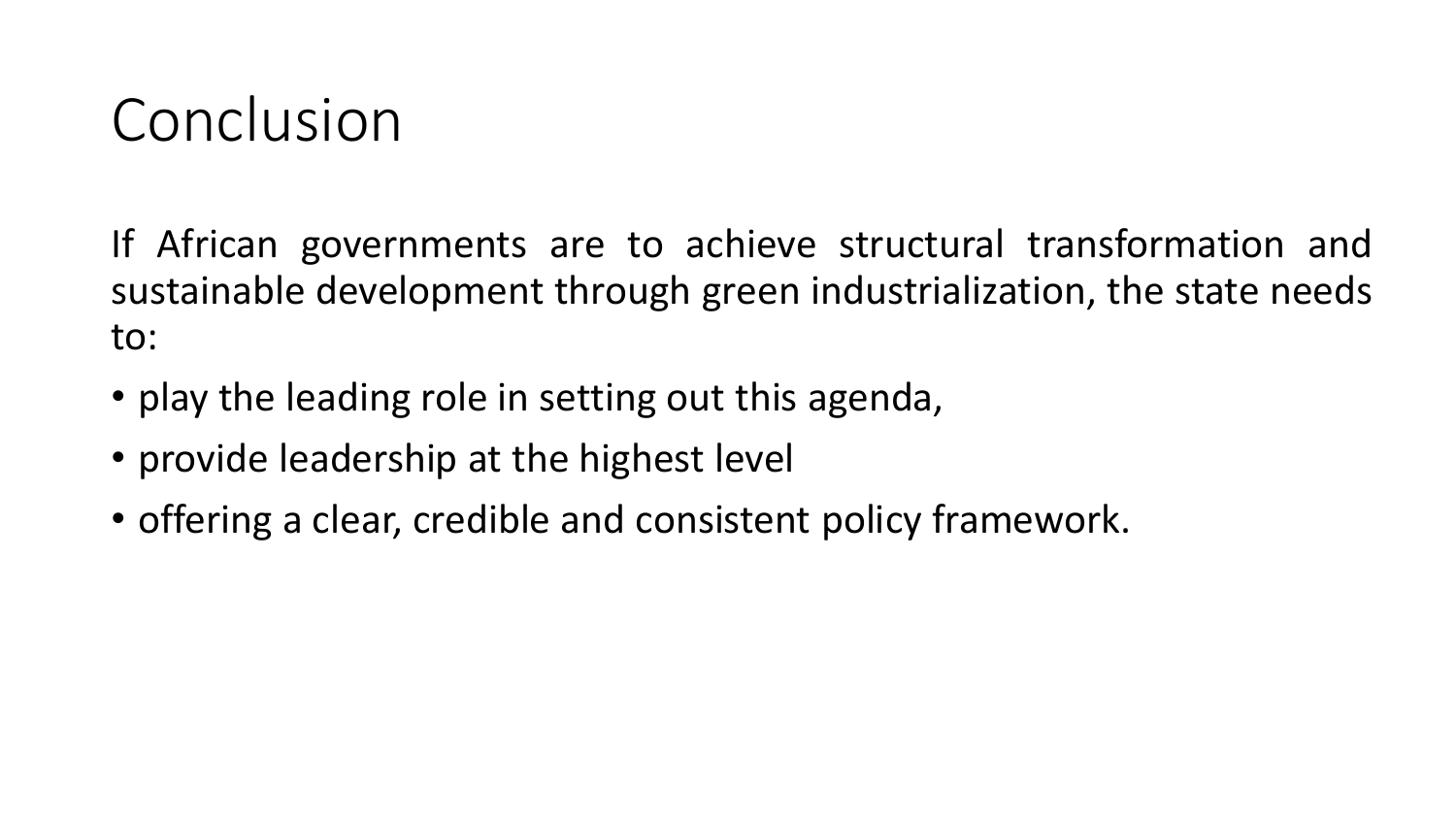# Conclusion

If African governments are to achieve structural transformation and sustainable development through green industrialization, the state needs to:

- play the leading role in setting out this agenda,
- provide leadership at the highest level
- offering a clear, credible and consistent policy framework.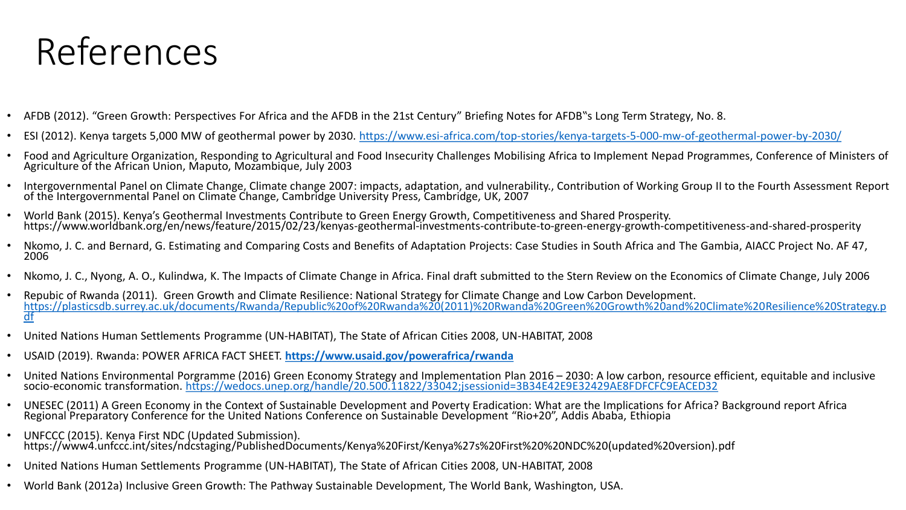# References

- AFDB (2012). "Green Growth: Perspectives For Africa and the AFDB in the 21st Century" Briefing Notes for AFDB�much Long Term Strategy, No. 8.
- ESI (2012). Kenya targets 5,000 MW of geothermal power by 2030. https://www.esi-africa.com/top-stories/kenya-targets-5-000-mw-of-geothermal-power-by-2030/
- Food and Agriculture Organization, Responding to Agricultural and Food Insecurity Challenges Mobilising Africa to Implement Nepad Programmes, Conference of Ministers of Agriculture of the African Union, Maputo, Mozambique, July 2003
- Intergovernmental Panel on Climate Change, Climate change 2007: impacts, adaptation, and vulnerability., Contribution of Working Group II to the Fourth Assessment Report of the Intergovernmental Panel on Climate Change, Cambridge University Press, Cambridge, UK, 2007
- World Bank (2015). Kenya's Geothermal Investments Contribute to Green Energy Growth, Competitiveness and Shared Prosperity. https://www.worldbank.org/en/news/feature/2015/02/23/kenyas-geothermal-investments-contribute-to-green-energy-growth-competitiveness-and-shared-prosperity
- Nkomo, J. C. and Bernard, G. Estimating and Comparing Costs and Benefits of Adaptation Projects: Case Studies in South Africa and The Gambia, AIACC Project No. AF 47, 2006
- Nkomo, J. C., Nyong, A. O., Kulindwa, K. The Impacts of Climate Change in Africa. Final draft submitted to the Stern Review on the Economics of Climate Change, July 2006
- Repubic of Rwanda (2011). Green Growth and Climate Resilience: National Strategy for Climate Change and Low Carbon Development. https://plasticsdb.surrey.ac.uk/documents/Rwanda/Republic%20of%20Rwanda%20(2011)%20Rwanda%20Green%20Growth%20and%20Climate%20Resilience%20Strategy.pdf
- United Nations Human Settlements Programme (UN-HABITAT), The State of African Cities 2008, UN-HABITAT, 2008
- USAID (2019). Rwanda: POWER AFRICA FACT SHEET. **https://www.usaid.gov/powerafrica/rwanda**
- United Nations Environmental Porgramme (2016) Green Economy Strategy and Implementation Plan 2016 – 2030: A low carbon, resource efficient, equitable and inclusive socio-economic transformation. https://wedocs.unep.org/handle/20.500.11822/33042;jsessionid=3B34E42E9E32429AE8FDFCFC9EACED32
- UNESEC (2011) A Green Economy in the Context of Sustainable Development and Poverty Eradication: What are the Implications for Africa? Background report Africa Regional Preparatory Conference for the United Nations Conference on Sustainable Development "Rio+20", Addis Ababa, Ethiopia
- UNFCCC (2015). Kenya First NDC (Updated Submission). https://www4.unfccc.int/sites/ndcstaging/PublishedDocuments/Kenya%20First/Kenya%27s%20First%20%20NDC%20(updated%20version).pdf
- United Nations Human Settlements Programme (UN-HABITAT), The State of African Cities 2008, UN-HABITAT, 2008
- World Bank (2012a) Inclusive Green Growth: The Pathway Sustainable Development, The World Bank, Washington, USA.